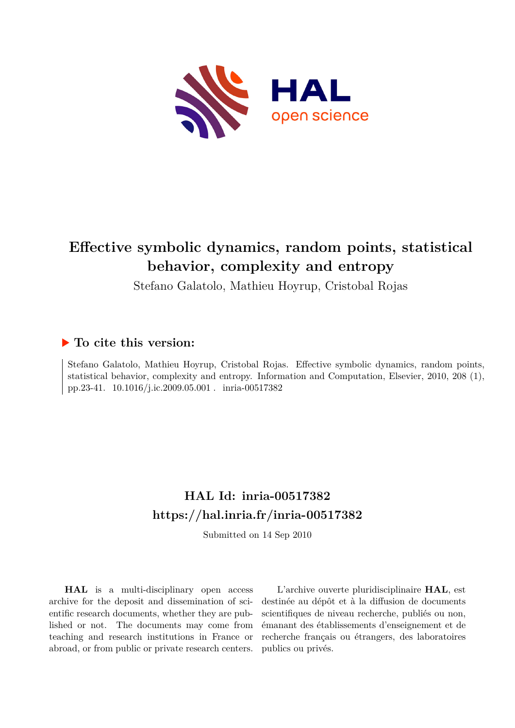# Effective symbolic dynamics, random points, statistical behavior, complexity and entropy

Stefano Galatolo, Mathieu Hoyrup, Cristobal Rojas

## ▶ To cite this version:

Stefano Galatolo, Mathieu Hoyrup, Cristobal Rojas. Effective symbolic dynamics, random points, statistical behavior, complexity and entropy. Information and Computation, Elsevier, 2010, 208 (1), pp.23-41. 10.1016/j.ic.2009.05.001 . inria-00517382

## HAL Id: inria-00517382

## https://hal.inria.fr/inria-00517382

Submitted on 14 Sep 2010

**HAL** is a multi-disciplinary open access archive for the deposit and dissemination of scientific research documents, whether they are published or not. The documents may come from teaching and research institutions in France or abroad, or from public or private research centers.

L'archive ouverte pluridisciplinaire **HAL**, est destinée au dépôt et à la diffusion de documents scientifiques de niveau recherche, publiés ou non, émanant des établissements d'enseignement et de recherche français ou étrangers, des laboratoires publics ou privés.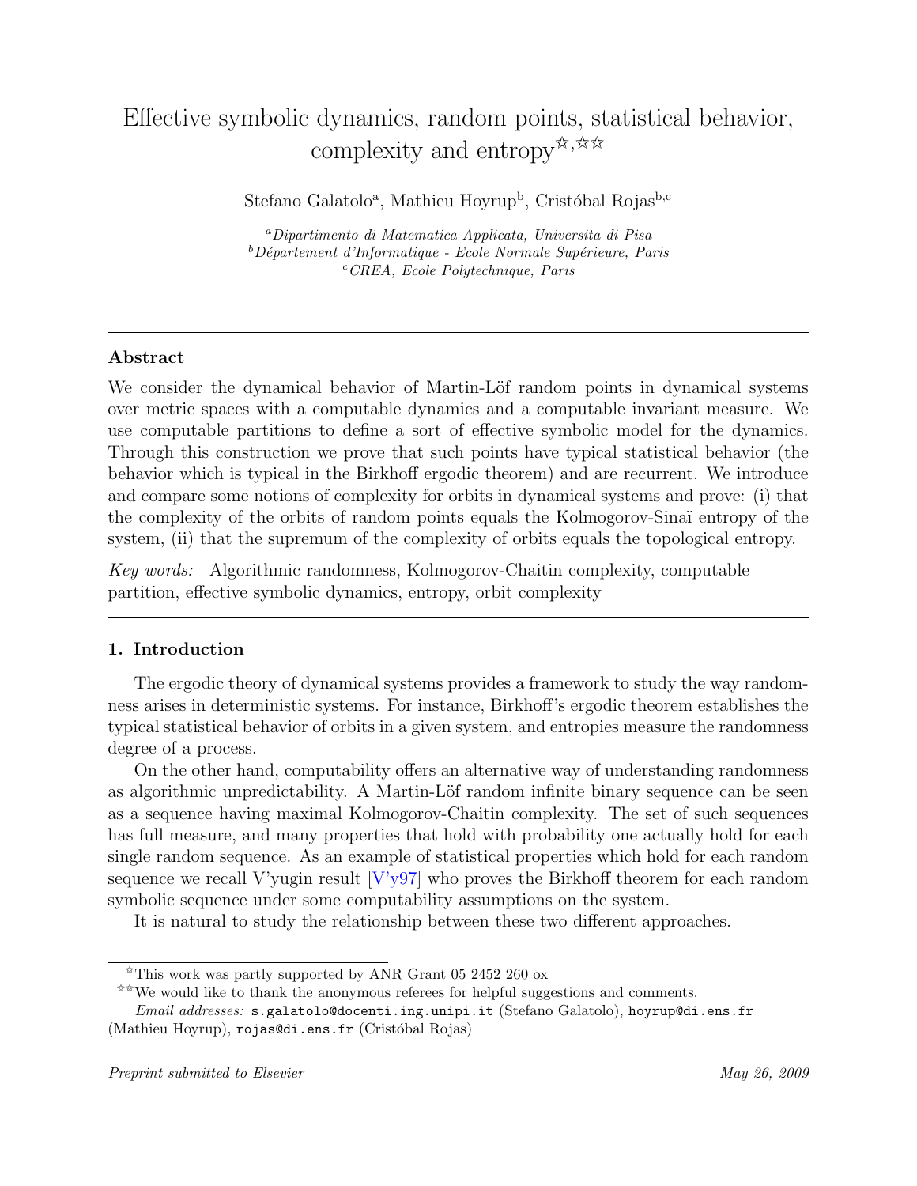# Effective symbolic dynamics, random points, statistical behavior, complexity and entropy[☆,☆☆]

Stefano Galatolo[a], Mathieu Hoyrup[b], Cristóbal Rojas[b,c]

[a]*Dipartimento di Matematica Applicata, Universita di Pisa*
[b]*Département d'Informatique - Ecole Normale Supérieure, Paris*
[c]*CREA, Ecole Polytechnique, Paris*

---

## Abstract

We consider the dynamical behavior of Martin-Löf random points in dynamical systems over metric spaces with a computable dynamics and a computable invariant measure. We use computable partitions to define a sort of effective symbolic model for the dynamics. Through this construction we prove that such points have typical statistical behavior (the behavior which is typical in the Birkhoff ergodic theorem) and are recurrent. We introduce and compare some notions of complexity for orbits in dynamical systems and prove: (i) that the complexity of the orbits of random points equals the Kolmogorov-Sinaï entropy of the system, (ii) that the supremum of the complexity of orbits equals the topological entropy.

*Key words:* Algorithmic randomness, Kolmogorov-Chaitin complexity, computable partition, effective symbolic dynamics, entropy, orbit complexity

---

## 1. Introduction

The ergodic theory of dynamical systems provides a framework to study the way randomness arises in deterministic systems. For instance, Birkhoff's ergodic theorem establishes the typical statistical behavior of orbits in a given system, and entropies measure the randomness degree of a process.

On the other hand, computability offers an alternative way of understanding randomness as algorithmic unpredictability. A Martin-Löf random infinite binary sequence can be seen as a sequence having maximal Kolmogorov-Chaitin complexity. The set of such sequences has full measure, and many properties that hold with probability one actually hold for each single random sequence. As an example of statistical properties which hold for each random sequence we recall V'yugin result [V'y97] who proves the Birkhoff theorem for each random symbolic sequence under some computability assumptions on the system.

It is natural to study the relationship between these two different approaches.

---

[☆]This work was partly supported by ANR Grant 05 2452 260 ox

[☆☆]We would like to thank the anonymous referees for helpful suggestions and comments.

*Email addresses:* s.galatolo@docenti.ing.unipi.it (Stefano Galatolo), hoyrup@di.ens.fr (Mathieu Hoyrup), rojas@di.ens.fr (Cristóbal Rojas)

*Preprint submitted to Elsevier* *May 26, 2009*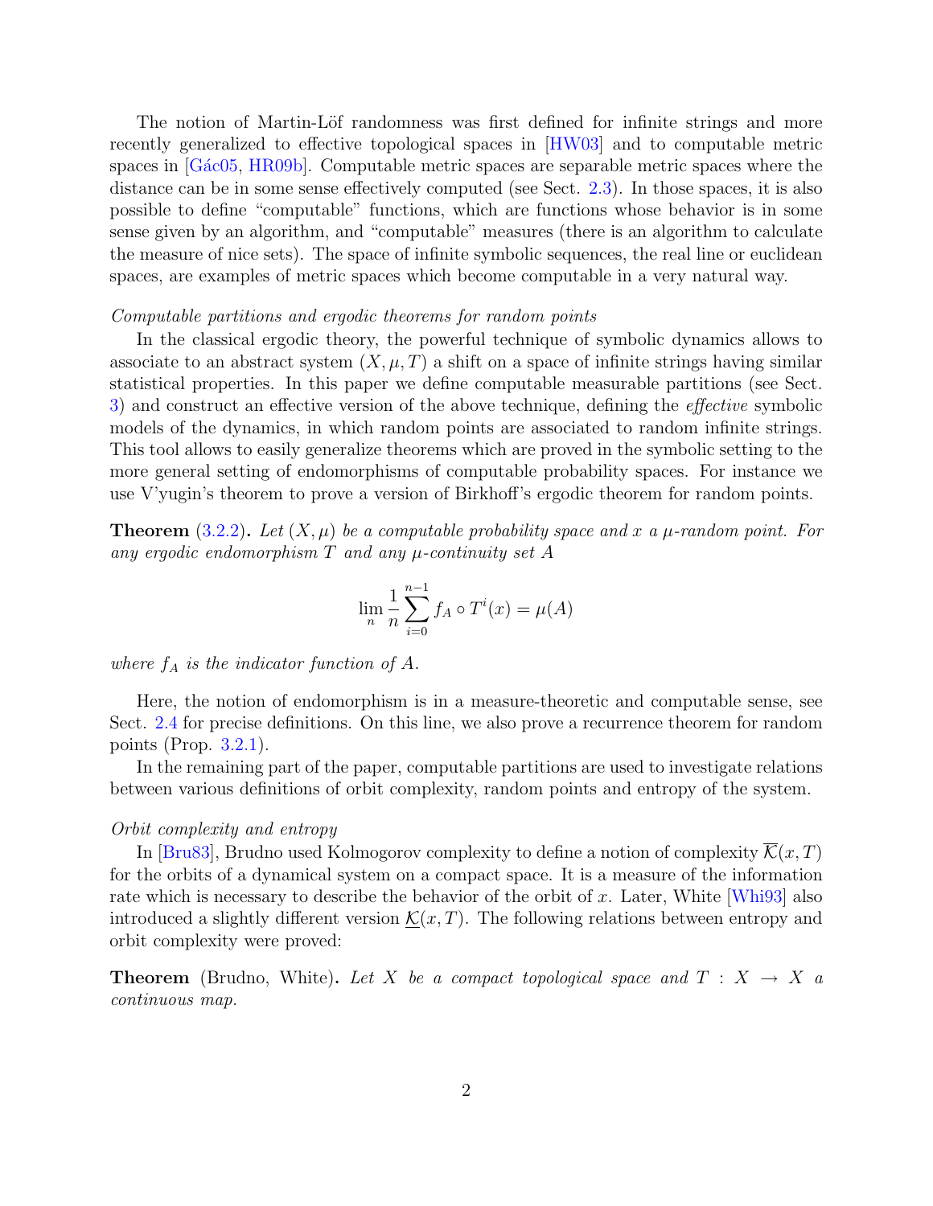The notion of Martin-Löf randomness was first defined for infinite strings and more recently generalized to effective topological spaces in [HW03] and to computable metric spaces in [Gác05, HR09b]. Computable metric spaces are separable metric spaces where the distance can be in some sense effectively computed (see Sect. 2.3). In those spaces, it is also possible to define "computable" functions, which are functions whose behavior is in some sense given by an algorithm, and "computable" measures (there is an algorithm to calculate the measure of nice sets). The space of infinite symbolic sequences, the real line or euclidean spaces, are examples of metric spaces which become computable in a very natural way.

*Computable partitions and ergodic theorems for random points*

In the classical ergodic theory, the powerful technique of symbolic dynamics allows to associate to an abstract system $(X, \mu, T)$ a shift on a space of infinite strings having similar statistical properties. In this paper we define computable measurable partitions (see Sect. 3) and construct an effective version of the above technique, defining the *effective* symbolic models of the dynamics, in which random points are associated to random infinite strings. This tool allows to easily generalize theorems which are proved in the symbolic setting to the more general setting of endomorphisms of computable probability spaces. For instance we use V'yugin's theorem to prove a version of Birkhoff's ergodic theorem for random points.

**Theorem** (3.2.2)**.** *Let $(X, \mu)$ be a computable probability space and $x$ a $\mu$-random point. For any ergodic endomorphism $T$ and any $\mu$-continuity set $A$*

$$\lim_n \frac{1}{n} \sum_{i=0}^{n-1} f_A \circ T^i(x) = \mu(A)$$

*where $f_A$ is the indicator function of $A$.*

Here, the notion of endomorphism is in a measure-theoretic and computable sense, see Sect. 2.4 for precise definitions. On this line, we also prove a recurrence theorem for random points (Prop. 3.2.1).

In the remaining part of the paper, computable partitions are used to investigate relations between various definitions of orbit complexity, random points and entropy of the system.

*Orbit complexity and entropy*

In [Bru83], Brudno used Kolmogorov complexity to define a notion of complexity $\overline{\mathcal{K}}(x, T)$ for the orbits of a dynamical system on a compact space. It is a measure of the information rate which is necessary to describe the behavior of the orbit of $x$. Later, White [Whi93] also introduced a slightly different version $\underline{\mathcal{K}}(x, T)$. The following relations between entropy and orbit complexity were proved:

**Theorem** (Brudno, White)**.** *Let $X$ be a compact topological space and $T : X \to X$ a continuous map.*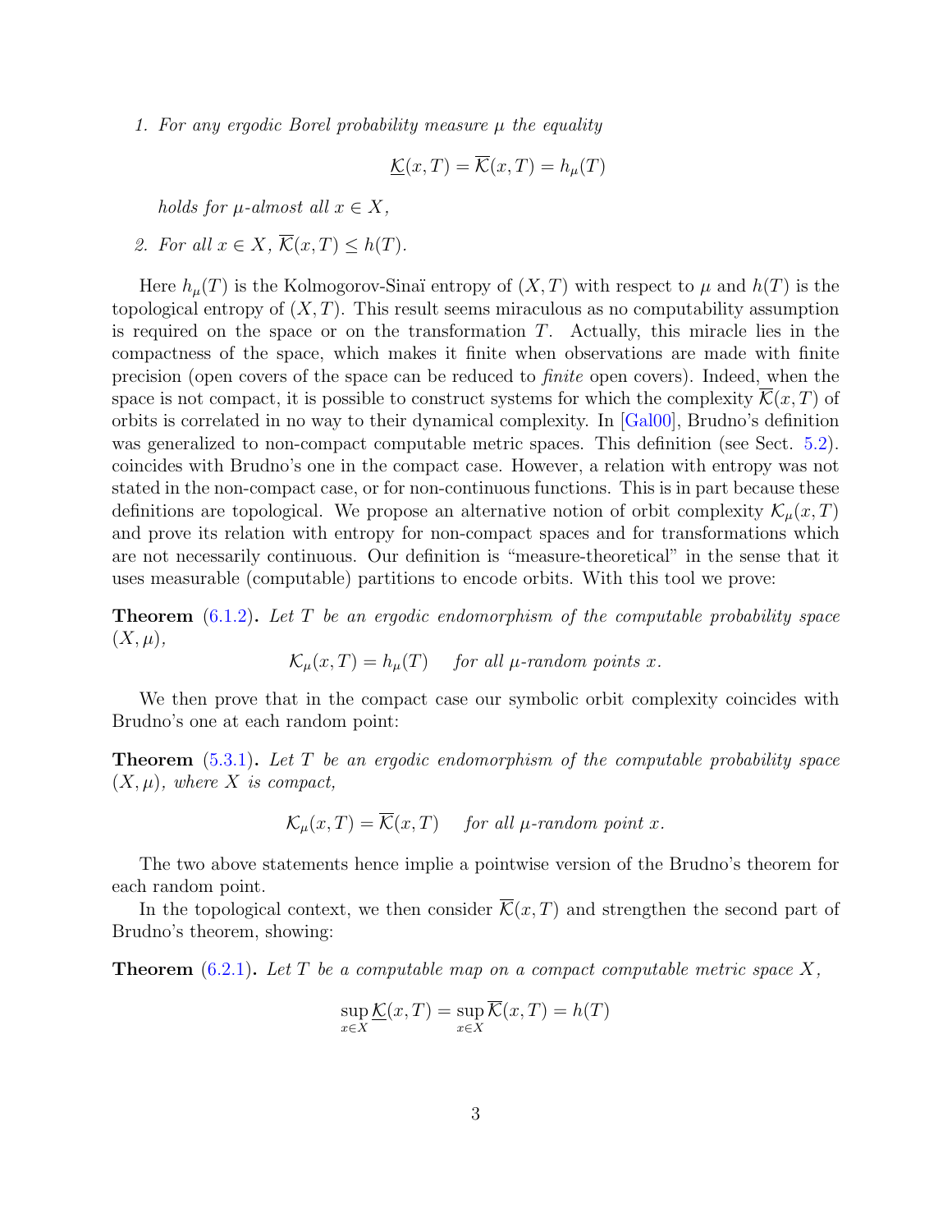1. *For any ergodic Borel probability measure $\mu$ the equality*

$$\underline{\mathcal{K}}(x,T) = \overline{\mathcal{K}}(x,T) = h_\mu(T)$$

   *holds for $\mu$-almost all $x \in X$,*

2. *For all $x \in X$, $\overline{\mathcal{K}}(x,T) \leq h(T)$.*

Here $h_\mu(T)$ is the Kolmogorov-Sinaï entropy of $(X,T)$ with respect to $\mu$ and $h(T)$ is the topological entropy of $(X,T)$. This result seems miraculous as no computability assumption is required on the space or on the transformation $T$. Actually, this miracle lies in the compactness of the space, which makes it finite when observations are made with finite precision (open covers of the space can be reduced to *finite* open covers). Indeed, when the space is not compact, it is possible to construct systems for which the complexity $\overline{\mathcal{K}}(x,T)$ of orbits is correlated in no way to their dynamical complexity. In [Gal00], Brudno's definition was generalized to non-compact computable metric spaces. This definition (see Sect. 5.2). coincides with Brudno's one in the compact case. However, a relation with entropy was not stated in the non-compact case, or for non-continuous functions. This is in part because these definitions are topological. We propose an alternative notion of orbit complexity $\mathcal{K}_\mu(x,T)$ and prove its relation with entropy for non-compact spaces and for transformations which are not necessarily continuous. Our definition is "measure-theoretical" in the sense that it uses measurable (computable) partitions to encode orbits. With this tool we prove:

**Theorem** (6.1.2)**.** *Let $T$ be an ergodic endomorphism of the computable probability space $(X,\mu)$,*

$$\mathcal{K}_\mu(x,T) = h_\mu(T) \quad \textit{for all } \mu\textit{-random points } x.$$

We then prove that in the compact case our symbolic orbit complexity coincides with Brudno's one at each random point:

**Theorem** (5.3.1)**.** *Let $T$ be an ergodic endomorphism of the computable probability space $(X,\mu)$, where $X$ is compact,*

$$\mathcal{K}_\mu(x,T) = \overline{\mathcal{K}}(x,T) \quad \textit{for all } \mu\textit{-random point } x.$$

The two above statements hence implie a pointwise version of the Brudno's theorem for each random point.

In the topological context, we then consider $\overline{\mathcal{K}}(x,T)$ and strengthen the second part of Brudno's theorem, showing:

**Theorem** (6.2.1)**.** *Let $T$ be a computable map on a compact computable metric space $X$,*

$$\sup_{x\in X} \underline{\mathcal{K}}(x,T) = \sup_{x\in X} \overline{\mathcal{K}}(x,T) = h(T)$$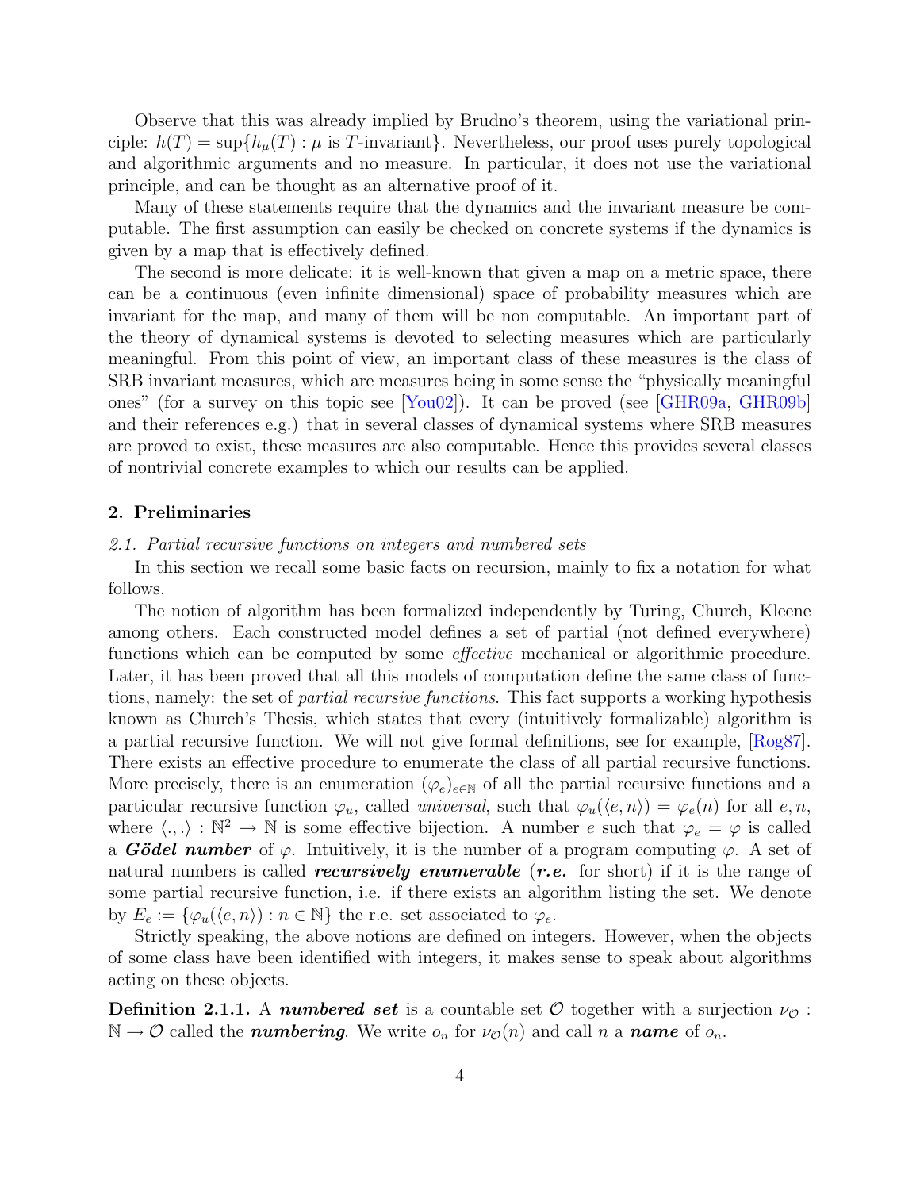Observe that this was already implied by Brudno's theorem, using the variational principle: $h(T) = \sup\{h_\mu(T) : \mu \text{ is } T\text{-invariant}\}$. Nevertheless, our proof uses purely topological and algorithmic arguments and no measure. In particular, it does not use the variational principle, and can be thought as an alternative proof of it.

Many of these statements require that the dynamics and the invariant measure be computable. The first assumption can easily be checked on concrete systems if the dynamics is given by a map that is effectively defined.

The second is more delicate: it is well-known that given a map on a metric space, there can be a continuous (even infinite dimensional) space of probability measures which are invariant for the map, and many of them will be non computable. An important part of the theory of dynamical systems is devoted to selecting measures which are particularly meaningful. From this point of view, an important class of these measures is the class of SRB invariant measures, which are measures being in some sense the "physically meaningful ones" (for a survey on this topic see [You02]). It can be proved (see [GHR09a, GHR09b] and their references e.g.) that in several classes of dynamical systems where SRB measures are proved to exist, these measures are also computable. Hence this provides several classes of nontrivial concrete examples to which our results can be applied.

## 2. Preliminaries

### 2.1. Partial recursive functions on integers and numbered sets

In this section we recall some basic facts on recursion, mainly to fix a notation for what follows.

The notion of algorithm has been formalized independently by Turing, Church, Kleene among others. Each constructed model defines a set of partial (not defined everywhere) functions which can be computed by some *effective* mechanical or algorithmic procedure. Later, it has been proved that all this models of computation define the same class of functions, namely: the set of *partial recursive functions*. This fact supports a working hypothesis known as Church's Thesis, which states that every (intuitively formalizable) algorithm is a partial recursive function. We will not give formal definitions, see for example, [Rog87]. There exists an effective procedure to enumerate the class of all partial recursive functions. More precisely, there is an enumeration $(\varphi_e)_{e\in\mathbb{N}}$ of all the partial recursive functions and a particular recursive function $\varphi_u$, called *universal*, such that $\varphi_u(\langle e, n\rangle) = \varphi_e(n)$ for all $e, n$, where $\langle.,.\rangle : \mathbb{N}^2 \to \mathbb{N}$ is some effective bijection. A number $e$ such that $\varphi_e = \varphi$ is called a ***Gödel number*** of $\varphi$. Intuitively, it is the number of a program computing $\varphi$. A set of natural numbers is called ***recursively enumerable*** (***r.e.*** for short) if it is the range of some partial recursive function, i.e. if there exists an algorithm listing the set. We denote by $E_e := \{\varphi_u(\langle e, n\rangle) : n \in \mathbb{N}\}$ the r.e. set associated to $\varphi_e$.

Strictly speaking, the above notions are defined on integers. However, when the objects of some class have been identified with integers, it makes sense to speak about algorithms acting on these objects.

**Definition 2.1.1.** A ***numbered set*** is a countable set $\mathcal{O}$ together with a surjection $\nu_{\mathcal{O}} : \mathbb{N} \to \mathcal{O}$ called the ***numbering***. We write $o_n$ for $\nu_{\mathcal{O}}(n)$ and call $n$ a ***name*** of $o_n$.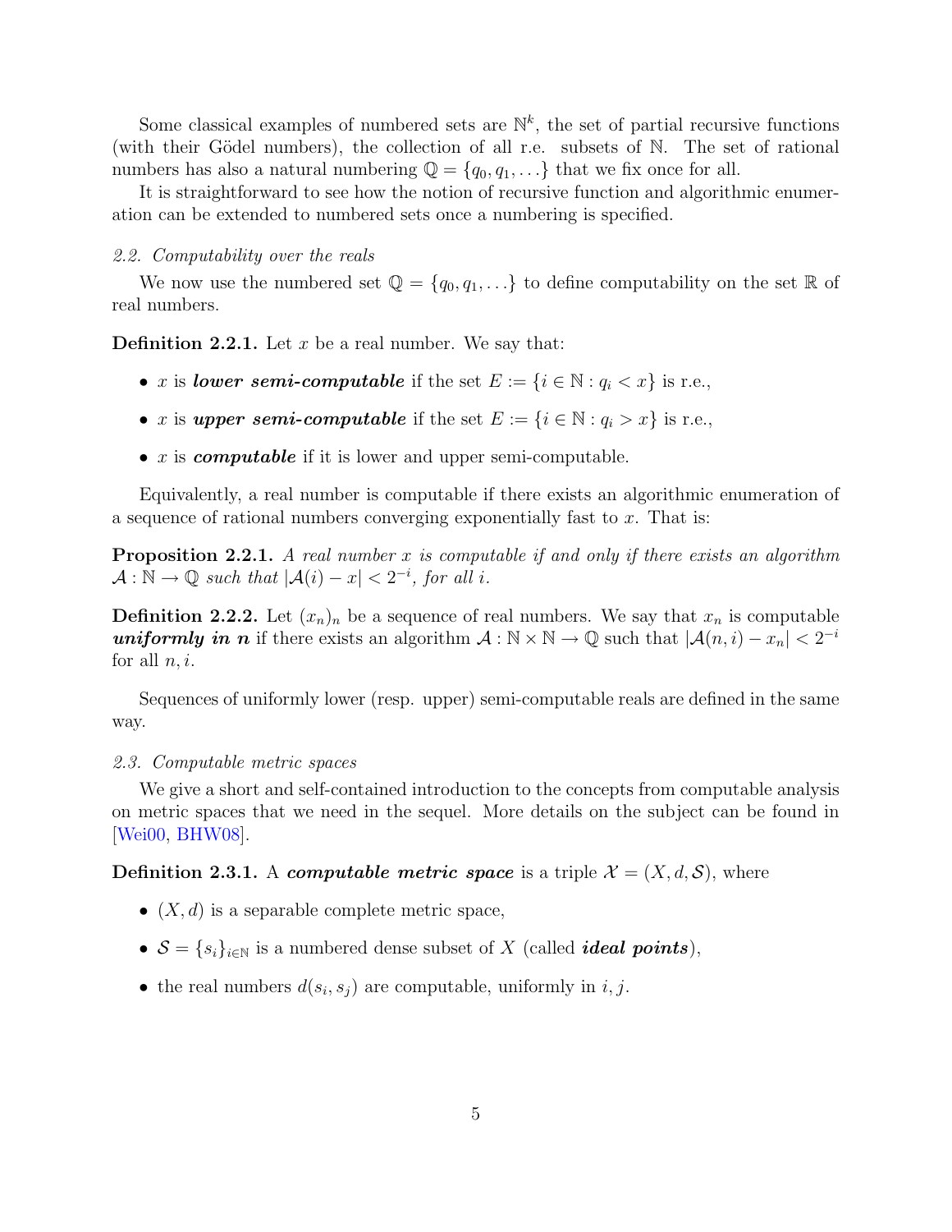Some classical examples of numbered sets are $\mathbb{N}^k$, the set of partial recursive functions (with their Gödel numbers), the collection of all r.e. subsets of $\mathbb{N}$. The set of rational numbers has also a natural numbering $\mathbb{Q} = \{q_0, q_1, \ldots\}$ that we fix once for all.

It is straightforward to see how the notion of recursive function and algorithmic enumeration can be extended to numbered sets once a numbering is specified.

### 2.2. Computability over the reals

We now use the numbered set $\mathbb{Q} = \{q_0, q_1, \ldots\}$ to define computability on the set $\mathbb{R}$ of real numbers.

**Definition 2.2.1.** Let $x$ be a real number. We say that:

- $x$ is ***lower semi-computable*** if the set $E := \{i \in \mathbb{N} : q_i < x\}$ is r.e.,
- $x$ is ***upper semi-computable*** if the set $E := \{i \in \mathbb{N} : q_i > x\}$ is r.e.,
- $x$ is ***computable*** if it is lower and upper semi-computable.

Equivalently, a real number is computable if there exists an algorithmic enumeration of a sequence of rational numbers converging exponentially fast to $x$. That is:

**Proposition 2.2.1.** *A real number $x$ is computable if and only if there exists an algorithm $\mathcal{A} : \mathbb{N} \to \mathbb{Q}$ such that $|\mathcal{A}(i) - x| < 2^{-i}$, for all $i$.*

**Definition 2.2.2.** Let $(x_n)_n$ be a sequence of real numbers. We say that $x_n$ is computable ***uniformly in n*** if there exists an algorithm $\mathcal{A} : \mathbb{N} \times \mathbb{N} \to \mathbb{Q}$ such that $|\mathcal{A}(n, i) - x_n| < 2^{-i}$ for all $n, i$.

Sequences of uniformly lower (resp. upper) semi-computable reals are defined in the same way.

### 2.3. Computable metric spaces

We give a short and self-contained introduction to the concepts from computable analysis on metric spaces that we need in the sequel. More details on the subject can be found in [Wei00, BHW08].

**Definition 2.3.1.** A ***computable metric space*** is a triple $\mathcal{X} = (X, d, \mathcal{S})$, where

- $(X, d)$ is a separable complete metric space,
- $\mathcal{S} = \{s_i\}_{i \in \mathbb{N}}$ is a numbered dense subset of $X$ (called ***ideal points***),
- the real numbers $d(s_i, s_j)$ are computable, uniformly in $i, j$.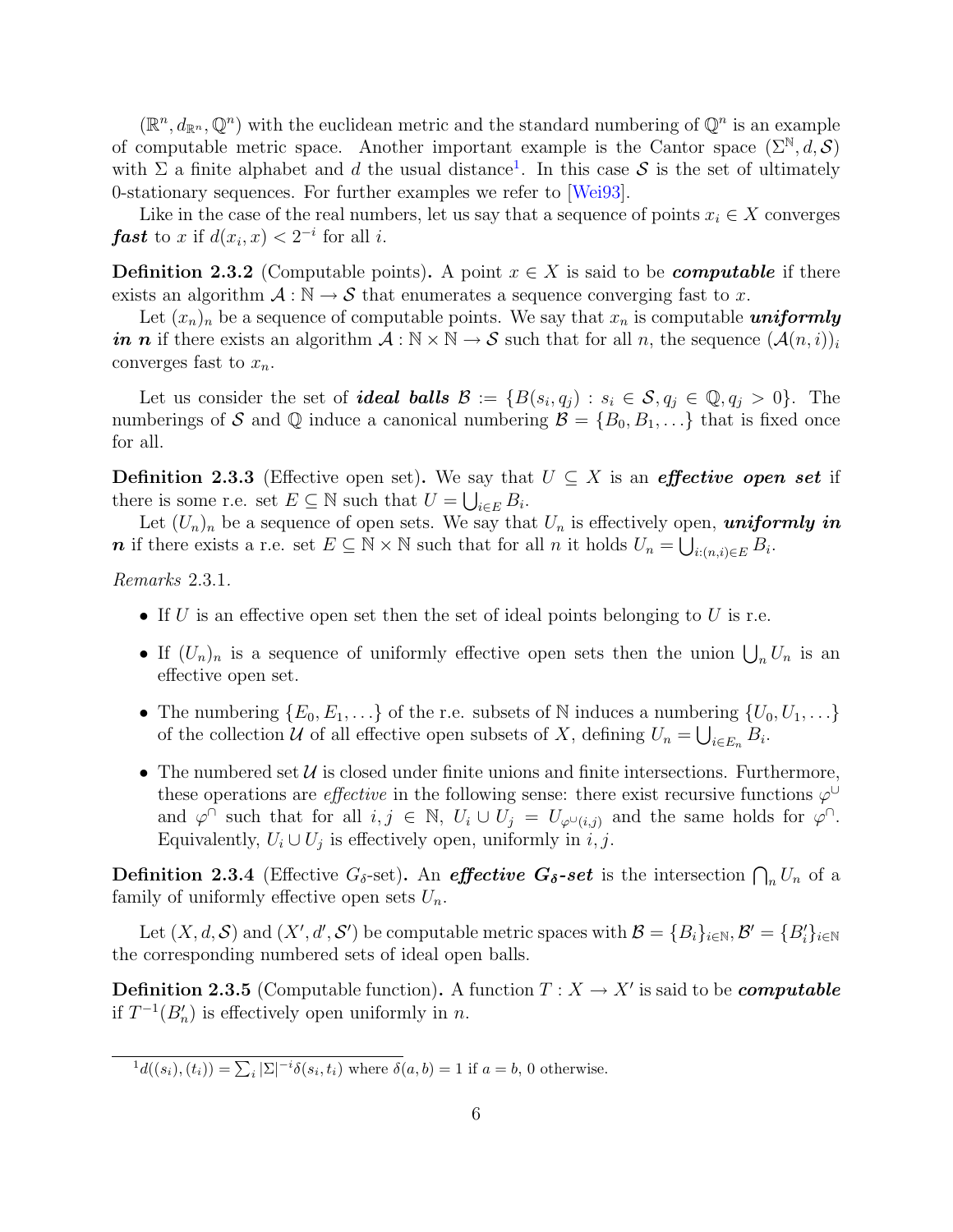$(\mathbb{R}^n, d_{\mathbb{R}^n}, \mathbb{Q}^n)$ with the euclidean metric and the standard numbering of $\mathbb{Q}^n$ is an example of computable metric space. Another important example is the Cantor space $(\Sigma^{\mathbb{N}}, d, \mathcal{S})$ with $\Sigma$ a finite alphabet and $d$ the usual distance[1]. In this case $\mathcal{S}$ is the set of ultimately 0-stationary sequences. For further examples we refer to [Wei93].

Like in the case of the real numbers, let us say that a sequence of points $x_i \in X$ converges ***fast*** to $x$ if $d(x_i, x) < 2^{-i}$ for all $i$.

**Definition 2.3.2** (Computable points)**.** A point $x \in X$ is said to be ***computable*** if there exists an algorithm $\mathcal{A} : \mathbb{N} \to \mathcal{S}$ that enumerates a sequence converging fast to $x$.

Let $(x_n)_n$ be a sequence of computable points. We say that $x_n$ is computable ***uniformly in n*** if there exists an algorithm $\mathcal{A} : \mathbb{N} \times \mathbb{N} \to \mathcal{S}$ such that for all $n$, the sequence $(\mathcal{A}(n, i))_i$ converges fast to $x_n$.

Let us consider the set of ***ideal balls*** $\mathcal{B} := \{B(s_i, q_j) : s_i \in \mathcal{S}, q_j \in \mathbb{Q}, q_j > 0\}$. The numberings of $\mathcal{S}$ and $\mathbb{Q}$ induce a canonical numbering $\mathcal{B} = \{B_0, B_1, \ldots\}$ that is fixed once for all.

**Definition 2.3.3** (Effective open set)**.** We say that $U \subseteq X$ is an ***effective open set*** if there is some r.e. set $E \subseteq \mathbb{N}$ such that $U = \bigcup_{i \in E} B_i$.

Let $(U_n)_n$ be a sequence of open sets. We say that $U_n$ is effectively open, ***uniformly in n*** if there exists a r.e. set $E \subseteq \mathbb{N} \times \mathbb{N}$ such that for all $n$ it holds $U_n = \bigcup_{i:(n,i) \in E} B_i$.

*Remarks* 2.3.1.

- If $U$ is an effective open set then the set of ideal points belonging to $U$ is r.e.
- If $(U_n)_n$ is a sequence of uniformly effective open sets then the union $\bigcup_n U_n$ is an effective open set.
- The numbering $\{E_0, E_1, \ldots\}$ of the r.e. subsets of $\mathbb{N}$ induces a numbering $\{U_0, U_1, \ldots\}$ of the collection $\mathcal{U}$ of all effective open subsets of $X$, defining $U_n = \bigcup_{i \in E_n} B_i$.
- The numbered set $\mathcal{U}$ is closed under finite unions and finite intersections. Furthermore, these operations are *effective* in the following sense: there exist recursive functions $\varphi^{\cup}$ and $\varphi^{\cap}$ such that for all $i, j \in \mathbb{N}$, $U_i \cup U_j = U_{\varphi^{\cup}(i,j)}$ and the same holds for $\varphi^{\cap}$. Equivalently, $U_i \cup U_j$ is effectively open, uniformly in $i, j$.

**Definition 2.3.4** (Effective $G_\delta$-set)**.** An ***effective $G_\delta$-set*** is the intersection $\bigcap_n U_n$ of a family of uniformly effective open sets $U_n$.

Let $(X, d, \mathcal{S})$ and $(X', d', \mathcal{S}')$ be computable metric spaces with $\mathcal{B} = \{B_i\}_{i \in \mathbb{N}}, \mathcal{B}' = \{B'_i\}_{i \in \mathbb{N}}$ the corresponding numbered sets of ideal open balls.

**Definition 2.3.5** (Computable function)**.** A function $T : X \to X'$ is said to be ***computable*** if $T^{-1}(B'_n)$ is effectively open uniformly in $n$.

[1] $d((s_i), (t_i)) = \sum_i |\Sigma|^{-i} \delta(s_i, t_i)$ where $\delta(a, b) = 1$ if $a = b$, 0 otherwise.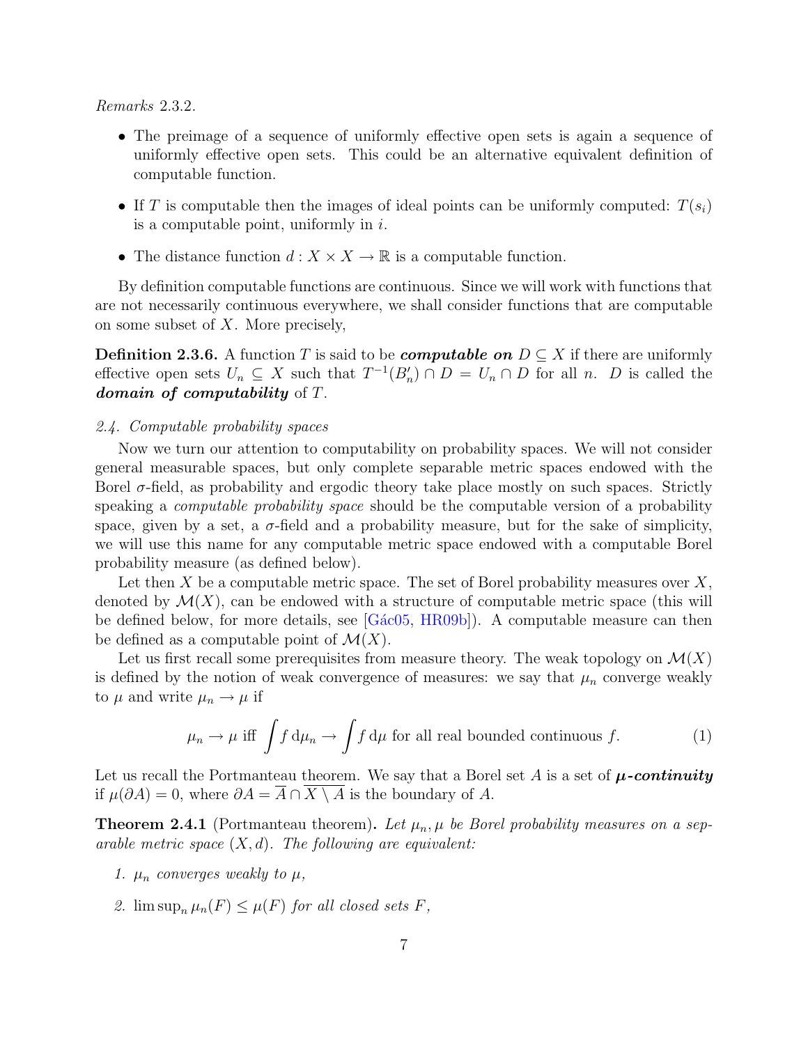*Remarks* 2.3.2.

- The preimage of a sequence of uniformly effective open sets is again a sequence of uniformly effective open sets. This could be an alternative equivalent definition of computable function.
- If $T$ is computable then the images of ideal points can be uniformly computed: $T(s_i)$ is a computable point, uniformly in $i$.
- The distance function $d : X \times X \to \mathbb{R}$ is a computable function.

By definition computable functions are continuous. Since we will work with functions that are not necessarily continuous everywhere, we shall consider functions that are computable on some subset of $X$. More precisely,

**Definition 2.3.6.** A function $T$ is said to be ***computable on*** $D \subseteq X$ if there are uniformly effective open sets $U_n \subseteq X$ such that $T^{-1}(B'_n) \cap D = U_n \cap D$ for all $n$. $D$ is called the ***domain of computability*** of $T$.

*2.4. Computable probability spaces*

Now we turn our attention to computability on probability spaces. We will not consider general measurable spaces, but only complete separable metric spaces endowed with the Borel $\sigma$-field, as probability and ergodic theory take place mostly on such spaces. Strictly speaking a *computable probability space* should be the computable version of a probability space, given by a set, a $\sigma$-field and a probability measure, but for the sake of simplicity, we will use this name for any computable metric space endowed with a computable Borel probability measure (as defined below).

Let then $X$ be a computable metric space. The set of Borel probability measures over $X$, denoted by $\mathcal{M}(X)$, can be endowed with a structure of computable metric space (this will be defined below, for more details, see [Gác05, HR09b]). A computable measure can then be defined as a computable point of $\mathcal{M}(X)$.

Let us first recall some prerequisites from measure theory. The weak topology on $\mathcal{M}(X)$ is defined by the notion of weak convergence of measures: we say that $\mu_n$ converge weakly to $\mu$ and write $\mu_n \to \mu$ if

$$\mu_n \to \mu \text{ iff } \int f \, \mathrm{d}\mu_n \to \int f \, \mathrm{d}\mu \text{ for all real bounded continuous } f. \tag{1}$$

Let us recall the Portmanteau theorem. We say that a Borel set $A$ is a set of ***$\mu$-continuity*** if $\mu(\partial A) = 0$, where $\partial A = \overline{A} \cap \overline{X \setminus A}$ is the boundary of $A$.

**Theorem 2.4.1** (Portmanteau theorem)**.** *Let $\mu_n, \mu$ be Borel probability measures on a separable metric space $(X, d)$. The following are equivalent:*

1. *$\mu_n$ converges weakly to $\mu$,*
2. *$\limsup_n \mu_n(F) \leq \mu(F)$ for all closed sets $F$,*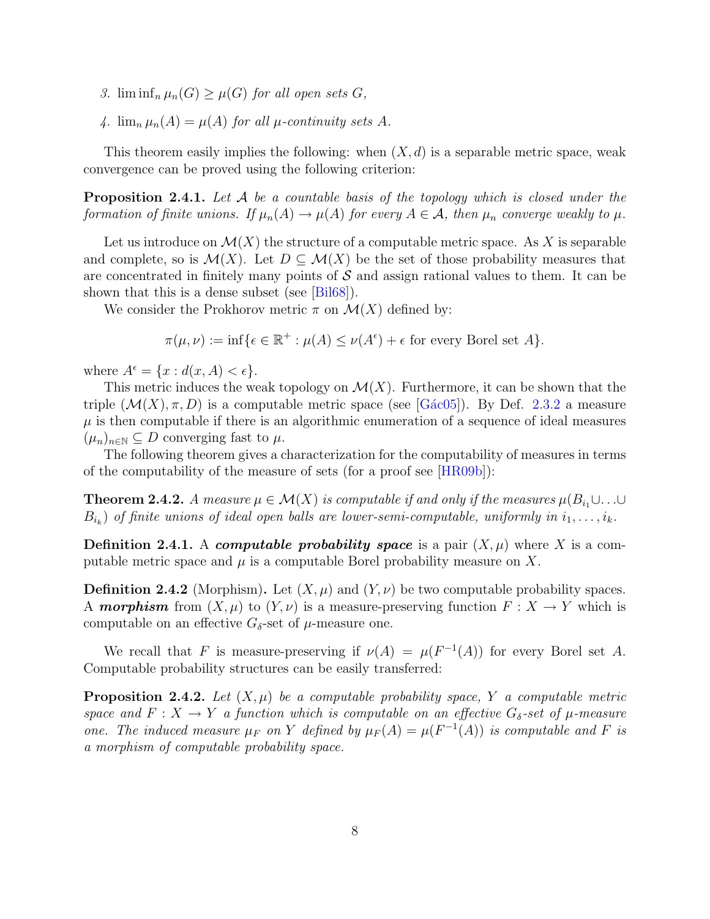3. $\liminf_n \mu_n(G) \geq \mu(G)$ *for all open sets* $G$,
4. $\lim_n \mu_n(A) = \mu(A)$ *for all* $\mu$*-continuity sets* $A$.

This theorem easily implies the following: when $(X, d)$ is a separable metric space, weak convergence can be proved using the following criterion:

**Proposition 2.4.1.** *Let* $\mathcal{A}$ *be a countable basis of the topology which is closed under the formation of finite unions. If* $\mu_n(A) \to \mu(A)$ *for every* $A \in \mathcal{A}$*, then* $\mu_n$ *converge weakly to* $\mu$.

Let us introduce on $\mathcal{M}(X)$ the structure of a computable metric space. As $X$ is separable and complete, so is $\mathcal{M}(X)$. Let $D \subseteq \mathcal{M}(X)$ be the set of those probability measures that are concentrated in finitely many points of $\mathcal{S}$ and assign rational values to them. It can be shown that this is a dense subset (see [Bil68]).

We consider the Prokhorov metric $\pi$ on $\mathcal{M}(X)$ defined by:

$$\pi(\mu, \nu) := \inf\{\epsilon \in \mathbb{R}^+ : \mu(A) \leq \nu(A^\epsilon) + \epsilon \text{ for every Borel set } A\}.$$

where $A^\epsilon = \{x : d(x, A) < \epsilon\}$.

This metric induces the weak topology on $\mathcal{M}(X)$. Furthermore, it can be shown that the triple $(\mathcal{M}(X), \pi, D)$ is a computable metric space (see [Gác05]). By Def. 2.3.2 a measure $\mu$ is then computable if there is an algorithmic enumeration of a sequence of ideal measures $(\mu_n)_{n\in\mathbb{N}} \subseteq D$ converging fast to $\mu$.

The following theorem gives a characterization for the computability of measures in terms of the computability of the measure of sets (for a proof see [HR09b]):

**Theorem 2.4.2.** *A measure* $\mu \in \mathcal{M}(X)$ *is computable if and only if the measures* $\mu(B_{i_1} \cup \ldots \cup B_{i_k})$ *of finite unions of ideal open balls are lower-semi-computable, uniformly in* $i_1, \ldots, i_k$.

**Definition 2.4.1.** A ***computable probability space*** is a pair $(X, \mu)$ where $X$ is a computable metric space and $\mu$ is a computable Borel probability measure on $X$.

**Definition 2.4.2** (Morphism)**.** Let $(X, \mu)$ and $(Y, \nu)$ be two computable probability spaces. A ***morphism*** from $(X, \mu)$ to $(Y, \nu)$ is a measure-preserving function $F : X \to Y$ which is computable on an effective $G_\delta$-set of $\mu$-measure one.

We recall that $F$ is measure-preserving if $\nu(A) = \mu(F^{-1}(A))$ for every Borel set $A$. Computable probability structures can be easily transferred:

**Proposition 2.4.2.** *Let* $(X, \mu)$ *be a computable probability space,* $Y$ *a computable metric space and* $F : X \to Y$ *a function which is computable on an effective* $G_\delta$*-set of* $\mu$*-measure one. The induced measure* $\mu_F$ *on* $Y$ *defined by* $\mu_F(A) = \mu(F^{-1}(A))$ *is computable and* $F$ *is a morphism of computable probability space.*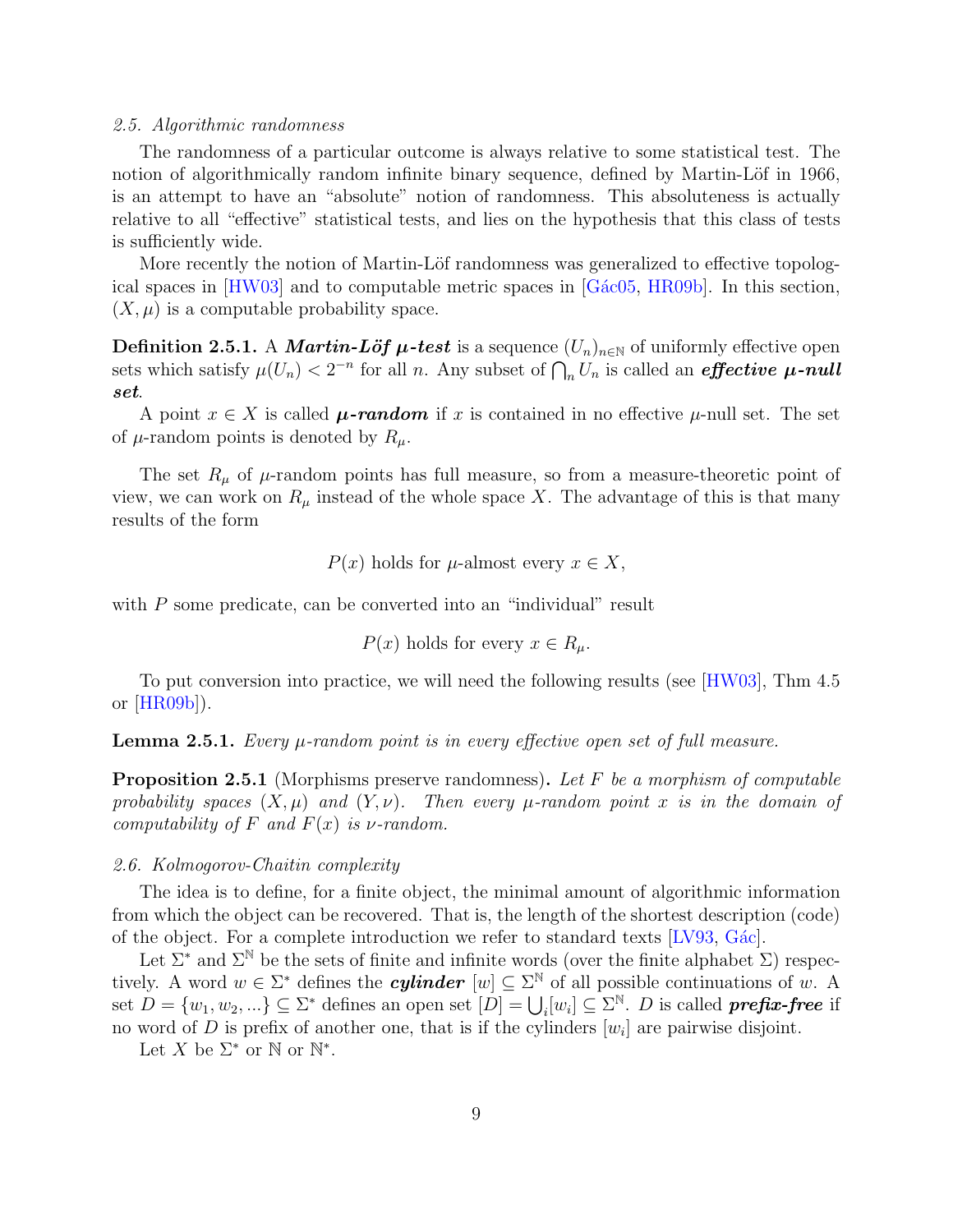*2.5. Algorithmic randomness*

The randomness of a particular outcome is always relative to some statistical test. The notion of algorithmically random infinite binary sequence, defined by Martin-Löf in 1966, is an attempt to have an "absolute" notion of randomness. This absoluteness is actually relative to all "effective" statistical tests, and lies on the hypothesis that this class of tests is sufficiently wide.

More recently the notion of Martin-Löf randomness was generalized to effective topological spaces in [HW03] and to computable metric spaces in [Gác05, HR09b]. In this section, $(X, \mu)$ is a computable probability space.

**Definition 2.5.1.** A ***Martin-Löf $\mu$-test*** is a sequence $(U_n)_{n\in\mathbb{N}}$ of uniformly effective open sets which satisfy $\mu(U_n) < 2^{-n}$ for all $n$. Any subset of $\bigcap_n U_n$ is called an ***effective $\mu$-null set***.

A point $x \in X$ is called ***$\mu$-random*** if $x$ is contained in no effective $\mu$-null set. The set of $\mu$-random points is denoted by $R_\mu$.

The set $R_\mu$ of $\mu$-random points has full measure, so from a measure-theoretic point of view, we can work on $R_\mu$ instead of the whole space $X$. The advantage of this is that many results of the form

$$P(x) \text{ holds for } \mu\text{-almost every } x \in X,$$

with $P$ some predicate, can be converted into an "individual" result

$$P(x) \text{ holds for every } x \in R_\mu.$$

To put conversion into practice, we will need the following results (see [HW03], Thm 4.5 or [HR09b]).

**Lemma 2.5.1.** *Every $\mu$-random point is in every effective open set of full measure.*

**Proposition 2.5.1** (Morphisms preserve randomness)**.** *Let $F$ be a morphism of computable probability spaces $(X, \mu)$ and $(Y, \nu)$. Then every $\mu$-random point $x$ is in the domain of computability of $F$ and $F(x)$ is $\nu$-random.*

*2.6. Kolmogorov-Chaitin complexity*

The idea is to define, for a finite object, the minimal amount of algorithmic information from which the object can be recovered. That is, the length of the shortest description (code) of the object. For a complete introduction we refer to standard texts [LV93, Gác].

Let $\Sigma^*$ and $\Sigma^{\mathbb{N}}$ be the sets of finite and infinite words (over the finite alphabet $\Sigma$) respectively. A word $w \in \Sigma^*$ defines the ***cylinder*** $[w] \subseteq \Sigma^{\mathbb{N}}$ of all possible continuations of $w$. A set $D = \{w_1, w_2, ...\} \subseteq \Sigma^*$ defines an open set $[D] = \bigcup_i [w_i] \subseteq \Sigma^{\mathbb{N}}$. $D$ is called ***prefix-free*** if no word of $D$ is prefix of another one, that is if the cylinders $[w_i]$ are pairwise disjoint.

Let $X$ be $\Sigma^*$ or $\mathbb{N}$ or $\mathbb{N}^*$.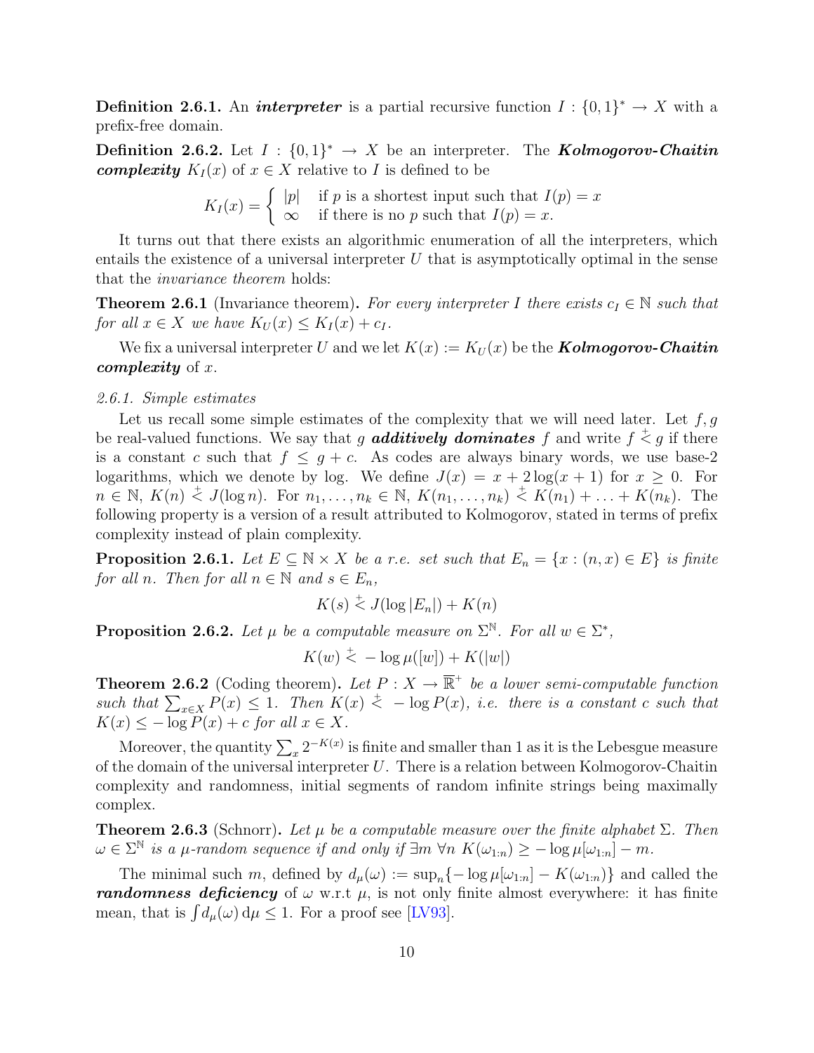**Definition 2.6.1.** An ***interpreter*** is a partial recursive function $I : \{0,1\}^* \to X$ with a prefix-free domain.

**Definition 2.6.2.** Let $I : \{0,1\}^* \to X$ be an interpreter. The ***Kolmogorov-Chaitin complexity*** $K_I(x)$ of $x \in X$ relative to $I$ is defined to be

$$K_I(x) = \begin{cases} |p| & \text{if } p \text{ is a shortest input such that } I(p) = x \\ \infty & \text{if there is no } p \text{ such that } I(p) = x. \end{cases}$$

It turns out that there exists an algorithmic enumeration of all the interpreters, which entails the existence of a universal interpreter $U$ that is asymptotically optimal in the sense that the *invariance theorem* holds:

**Theorem 2.6.1** (Invariance theorem)**.** *For every interpreter $I$ there exists $c_I \in \mathbb{N}$ such that for all $x \in X$ we have $K_U(x) \leq K_I(x) + c_I$.*

We fix a universal interpreter $U$ and we let $K(x) := K_U(x)$ be the ***Kolmogorov-Chaitin complexity*** of $x$.

*2.6.1. Simple estimates*

Let us recall some simple estimates of the complexity that we will need later. Let $f, g$ be real-valued functions. We say that $g$ ***additively dominates*** $f$ and write $f \overset{+}{<} g$ if there is a constant $c$ such that $f \leq g + c$. As codes are always binary words, we use base-2 logarithms, which we denote by log. We define $J(x) = x + 2\log(x+1)$ for $x \geq 0$. For $n \in \mathbb{N}$, $K(n) \overset{+}{<} J(\log n)$. For $n_1, \ldots, n_k \in \mathbb{N}$, $K(n_1, \ldots, n_k) \overset{+}{<} K(n_1) + \ldots + K(n_k)$. The following property is a version of a result attributed to Kolmogorov, stated in terms of prefix complexity instead of plain complexity.

**Proposition 2.6.1.** *Let $E \subseteq \mathbb{N} \times X$ be a r.e. set such that $E_n = \{x : (n, x) \in E\}$ is finite for all $n$. Then for all $n \in \mathbb{N}$ and $s \in E_n$,*

$$K(s) \overset{+}{<} J(\log |E_n|) + K(n)$$

**Proposition 2.6.2.** *Let $\mu$ be a computable measure on $\Sigma^{\mathbb{N}}$. For all $w \in \Sigma^*$,*

$$K(w) \overset{+}{<} -\log \mu([w]) + K(|w|)$$

**Theorem 2.6.2** (Coding theorem)**.** *Let $P : X \to \overline{\mathbb{R}}^+$ be a lower semi-computable function such that $\sum_{x \in X} P(x) \leq 1$. Then $K(x) \overset{+}{<} -\log P(x)$, i.e. there is a constant $c$ such that $K(x) \leq -\log P(x) + c$ for all $x \in X$.*

Moreover, the quantity $\sum_x 2^{-K(x)}$ is finite and smaller than 1 as it is the Lebesgue measure of the domain of the universal interpreter $U$. There is a relation between Kolmogorov-Chaitin complexity and randomness, initial segments of random infinite strings being maximally complex.

**Theorem 2.6.3** (Schnorr)**.** *Let $\mu$ be a computable measure over the finite alphabet $\Sigma$. Then $\omega \in \Sigma^{\mathbb{N}}$ is a $\mu$-random sequence if and only if $\exists m \; \forall n \; K(\omega_{1:n}) \geq -\log \mu[\omega_{1:n}] - m$.*

The minimal such $m$, defined by $d_\mu(\omega) := \sup_n \{-\log \mu[\omega_{1:n}] - K(\omega_{1:n})\}$ and called the ***randomness deficiency*** of $\omega$ w.r.t $\mu$, is not only finite almost everywhere: it has finite mean, that is $\int d_\mu(\omega) \, \mathrm{d}\mu \leq 1$. For a proof see [LV93].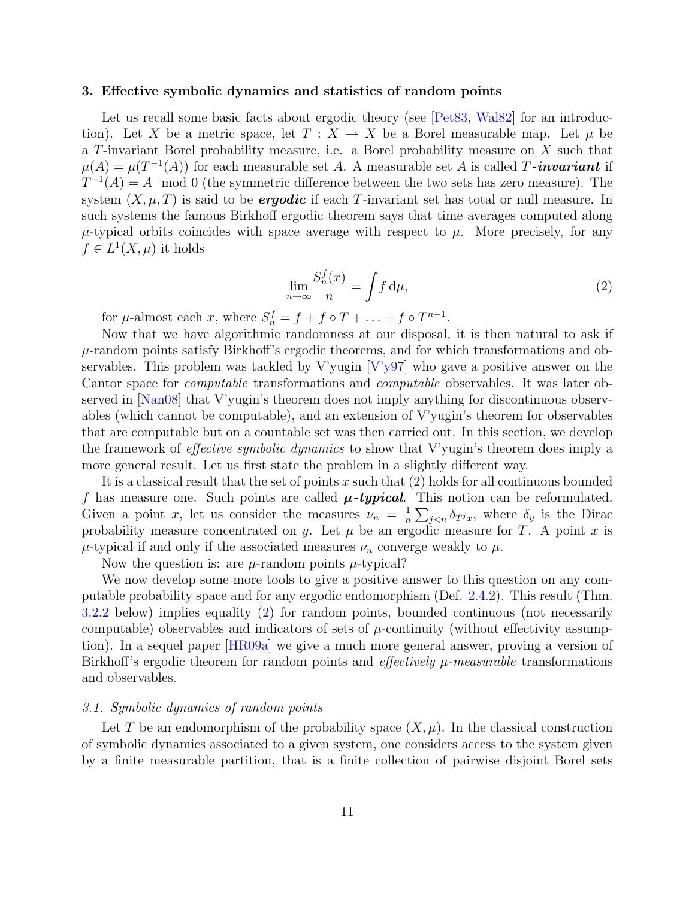### 3. Effective symbolic dynamics and statistics of random points

Let us recall some basic facts about ergodic theory (see [Pet83, Wal82] for an introduction). Let $X$ be a metric space, let $T : X \to X$ be a Borel measurable map. Let $\mu$ be a $T$-invariant Borel probability measure, i.e. a Borel probability measure on $X$ such that $\mu(A) = \mu(T^{-1}(A))$ for each measurable set $A$. A measurable set $A$ is called ***T-invariant*** if $T^{-1}(A) = A \mod 0$ (the symmetric difference between the two sets has zero measure). The system $(X, \mu, T)$ is said to be ***ergodic*** if each $T$-invariant set has total or null measure. In such systems the famous Birkhoff ergodic theorem says that time averages computed along $\mu$-typical orbits coincides with space average with respect to $\mu$. More precisely, for any $f \in L^1(X, \mu)$ it holds

$$\lim_{n\to\infty} \frac{S_n^f(x)}{n} = \int f \, \mathrm{d}\mu, \tag{2}$$

for $\mu$-almost each $x$, where $S_n^f = f + f \circ T + \ldots + f \circ T^{n-1}$.

Now that we have algorithmic randomness at our disposal, it is then natural to ask if $\mu$-random points satisfy Birkhoff's ergodic theorems, and for which transformations and observables. This problem was tackled by V'yugin [V'y97] who gave a positive answer on the Cantor space for *computable* transformations and *computable* observables. It was later observed in [Nan08] that V'yugin's theorem does not imply anything for discontinuous observables (which cannot be computable), and an extension of V'yugin's theorem for observables that are computable but on a countable set was then carried out. In this section, we develop the framework of *effective symbolic dynamics* to show that V'yugin's theorem does imply a more general result. Let us first state the problem in a slightly different way.

It is a classical result that the set of points $x$ such that (2) holds for all continuous bounded $f$ has measure one. Such points are called ***$\mu$-typical***. This notion can be reformulated. Given a point $x$, let us consider the measures $\nu_n = \frac{1}{n}\sum_{j<n} \delta_{T^j x}$, where $\delta_y$ is the Dirac probability measure concentrated on $y$. Let $\mu$ be an ergodic measure for $T$. A point $x$ is $\mu$-typical if and only if the associated measures $\nu_n$ converge weakly to $\mu$.

Now the question is: are $\mu$-random points $\mu$-typical?

We now develop some more tools to give a positive answer to this question on any computable probability space and for any ergodic endomorphism (Def. 2.4.2). This result (Thm. 3.2.2 below) implies equality (2) for random points, bounded continuous (not necessarily computable) observables and indicators of sets of $\mu$-continuity (without effectivity assumption). In a sequel paper [HR09a] we give a much more general answer, proving a version of Birkhoff's ergodic theorem for random points and *effectively $\mu$-measurable* transformations and observables.

#### 3.1. Symbolic dynamics of random points

Let $T$ be an endomorphism of the probability space $(X, \mu)$. In the classical construction of symbolic dynamics associated to a given system, one considers access to the system given by a finite measurable partition, that is a finite collection of pairwise disjoint Borel sets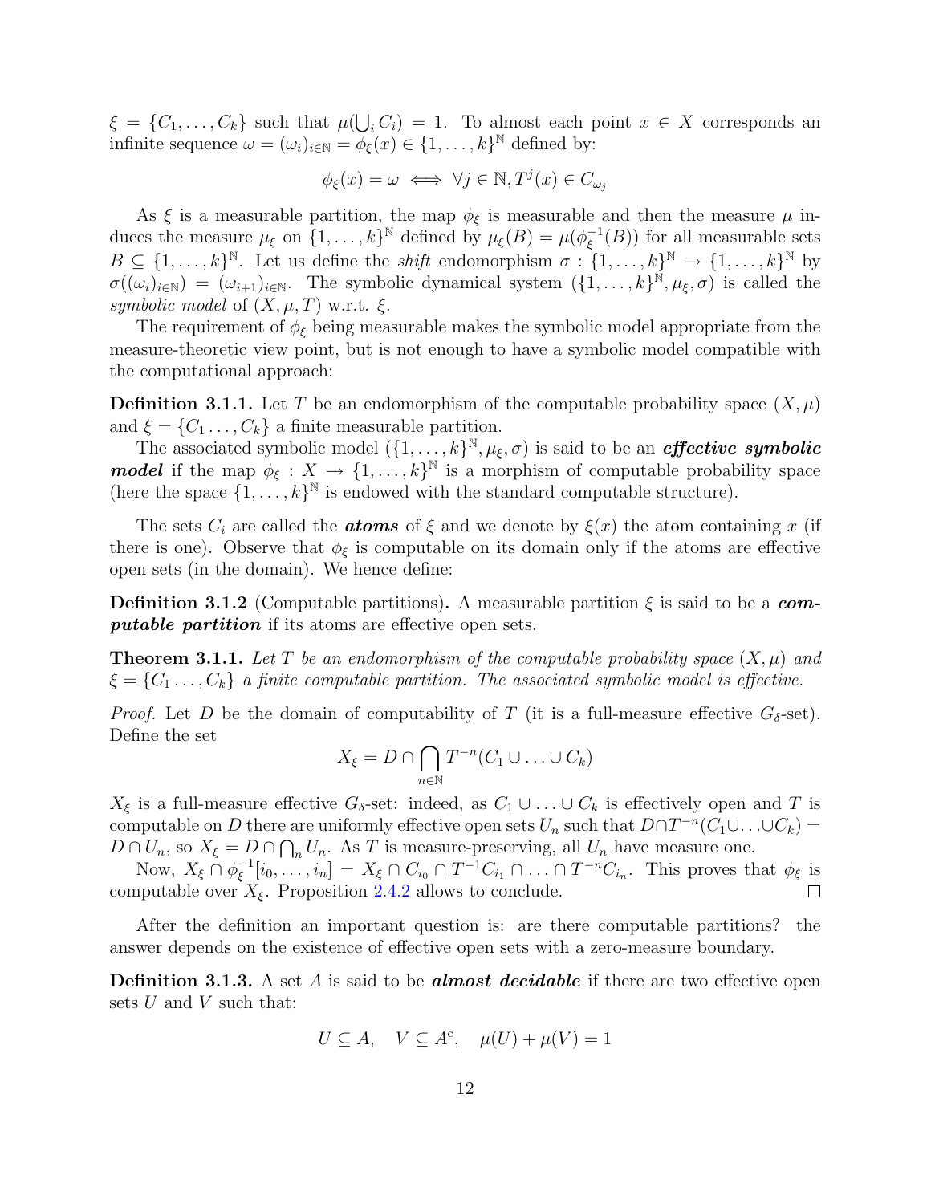$\xi = \{C_1, \ldots, C_k\}$ such that $\mu(\bigcup_i C_i) = 1$. To almost each point $x \in X$ corresponds an infinite sequence $\omega = (\omega_i)_{i\in\mathbb{N}} = \phi_\xi(x) \in \{1, \ldots, k\}^{\mathbb{N}}$ defined by:

$$\phi_\xi(x) = \omega \iff \forall j \in \mathbb{N}, T^j(x) \in C_{\omega_j}$$

As $\xi$ is a measurable partition, the map $\phi_\xi$ is measurable and then the measure $\mu$ induces the measure $\mu_\xi$ on $\{1, \ldots, k\}^{\mathbb{N}}$ defined by $\mu_\xi(B) = \mu(\phi_\xi^{-1}(B))$ for all measurable sets $B \subseteq \{1, \ldots, k\}^{\mathbb{N}}$. Let us define the *shift* endomorphism $\sigma : \{1, \ldots, k\}^{\mathbb{N}} \to \{1, \ldots, k\}^{\mathbb{N}}$ by $\sigma((\omega_i)_{i\in\mathbb{N}}) = (\omega_{i+1})_{i\in\mathbb{N}}$. The symbolic dynamical system $(\{1, \ldots, k\}^{\mathbb{N}}, \mu_\xi, \sigma)$ is called the *symbolic model* of $(X, \mu, T)$ w.r.t. $\xi$.

The requirement of $\phi_\xi$ being measurable makes the symbolic model appropriate from the measure-theoretic view point, but is not enough to have a symbolic model compatible with the computational approach:

**Definition 3.1.1.** Let $T$ be an endomorphism of the computable probability space $(X, \mu)$ and $\xi = \{C_1 \ldots, C_k\}$ a finite measurable partition.

The associated symbolic model $(\{1, \ldots, k\}^{\mathbb{N}}, \mu_\xi, \sigma)$ is said to be an ***effective symbolic model*** if the map $\phi_\xi : X \to \{1, \ldots, k\}^{\mathbb{N}}$ is a morphism of computable probability space (here the space $\{1, \ldots, k\}^{\mathbb{N}}$ is endowed with the standard computable structure).

The sets $C_i$ are called the ***atoms*** of $\xi$ and we denote by $\xi(x)$ the atom containing $x$ (if there is one). Observe that $\phi_\xi$ is computable on its domain only if the atoms are effective open sets (in the domain). We hence define:

**Definition 3.1.2** (Computable partitions)**.** A measurable partition $\xi$ is said to be a ***computable partition*** if its atoms are effective open sets.

**Theorem 3.1.1.** *Let $T$ be an endomorphism of the computable probability space $(X, \mu)$ and $\xi = \{C_1 \ldots, C_k\}$ a finite computable partition. The associated symbolic model is effective.*

*Proof.* Let $D$ be the domain of computability of $T$ (it is a full-measure effective $G_\delta$-set). Define the set

$$X_\xi = D \cap \bigcap_{n\in\mathbb{N}} T^{-n}(C_1 \cup \ldots \cup C_k)$$

$X_\xi$ is a full-measure effective $G_\delta$-set: indeed, as $C_1 \cup \ldots \cup C_k$ is effectively open and $T$ is computable on $D$ there are uniformly effective open sets $U_n$ such that $D \cap T^{-n}(C_1 \cup \ldots \cup C_k) = D \cap U_n$, so $X_\xi = D \cap \bigcap_n U_n$. As $T$ is measure-preserving, all $U_n$ have measure one.

Now, $X_\xi \cap \phi_\xi^{-1}[i_0, \ldots, i_n] = X_\xi \cap C_{i_0} \cap T^{-1}C_{i_1} \cap \ldots \cap T^{-n}C_{i_n}$. This proves that $\phi_\xi$ is computable over $X_\xi$. Proposition 2.4.2 allows to conclude. $\square$

After the definition an important question is: are there computable partitions? the answer depends on the existence of effective open sets with a zero-measure boundary.

**Definition 3.1.3.** A set $A$ is said to be ***almost decidable*** if there are two effective open sets $U$ and $V$ such that:

$$U \subseteq A, \quad V \subseteq A^{\mathrm{c}}, \quad \mu(U) + \mu(V) = 1$$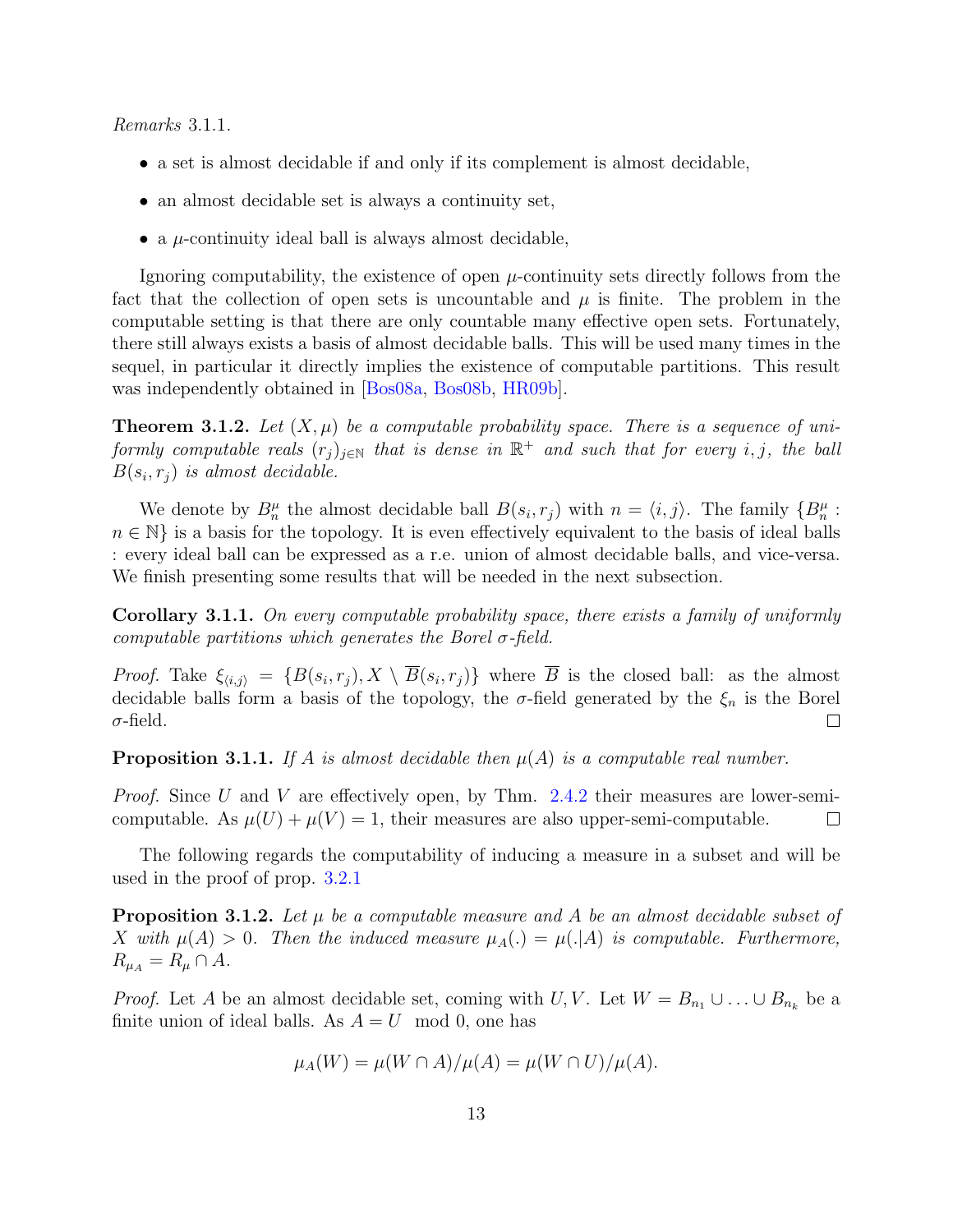*Remarks* 3.1.1.

- a set is almost decidable if and only if its complement is almost decidable,
- an almost decidable set is always a continuity set,
- a $\mu$-continuity ideal ball is always almost decidable,

Ignoring computability, the existence of open $\mu$-continuity sets directly follows from the fact that the collection of open sets is uncountable and $\mu$ is finite. The problem in the computable setting is that there are only countable many effective open sets. Fortunately, there still always exists a basis of almost decidable balls. This will be used many times in the sequel, in particular it directly implies the existence of computable partitions. This result was independently obtained in [Bos08a, Bos08b, HR09b].

**Theorem 3.1.2.** *Let $(X, \mu)$ be a computable probability space. There is a sequence of uniformly computable reals $(r_j)_{j \in \mathbb{N}}$ that is dense in $\mathbb{R}^+$ and such that for every $i, j$, the ball $B(s_i, r_j)$ is almost decidable.*

We denote by $B^\mu_n$ the almost decidable ball $B(s_i, r_j)$ with $n = \langle i, j \rangle$. The family $\{B^\mu_n : n \in \mathbb{N}\}$ is a basis for the topology. It is even effectively equivalent to the basis of ideal balls : every ideal ball can be expressed as a r.e. union of almost decidable balls, and vice-versa. We finish presenting some results that will be needed in the next subsection.

**Corollary 3.1.1.** *On every computable probability space, there exists a family of uniformly computable partitions which generates the Borel $\sigma$-field.*

*Proof.* Take $\xi_{\langle i,j \rangle} = \{B(s_i, r_j), X \setminus \overline{B}(s_i, r_j)\}$ where $\overline{B}$ is the closed ball: as the almost decidable balls form a basis of the topology, the $\sigma$-field generated by the $\xi_n$ is the Borel $\sigma$-field. □

**Proposition 3.1.1.** *If $A$ is almost decidable then $\mu(A)$ is a computable real number.*

*Proof.* Since $U$ and $V$ are effectively open, by Thm. 2.4.2 their measures are lower-semi-computable. As $\mu(U) + \mu(V) = 1$, their measures are also upper-semi-computable. □

The following regards the computability of inducing a measure in a subset and will be used in the proof of prop. 3.2.1

**Proposition 3.1.2.** *Let $\mu$ be a computable measure and $A$ be an almost decidable subset of $X$ with $\mu(A) > 0$. Then the induced measure $\mu_A(.) = \mu(.|A)$ is computable. Furthermore, $R_{\mu_A} = R_\mu \cap A$.*

*Proof.* Let $A$ be an almost decidable set, coming with $U, V$. Let $W = B_{n_1} \cup \ldots \cup B_{n_k}$ be a finite union of ideal balls. As $A = U \mod 0$, one has

$$\mu_A(W) = \mu(W \cap A)/\mu(A) = \mu(W \cap U)/\mu(A).$$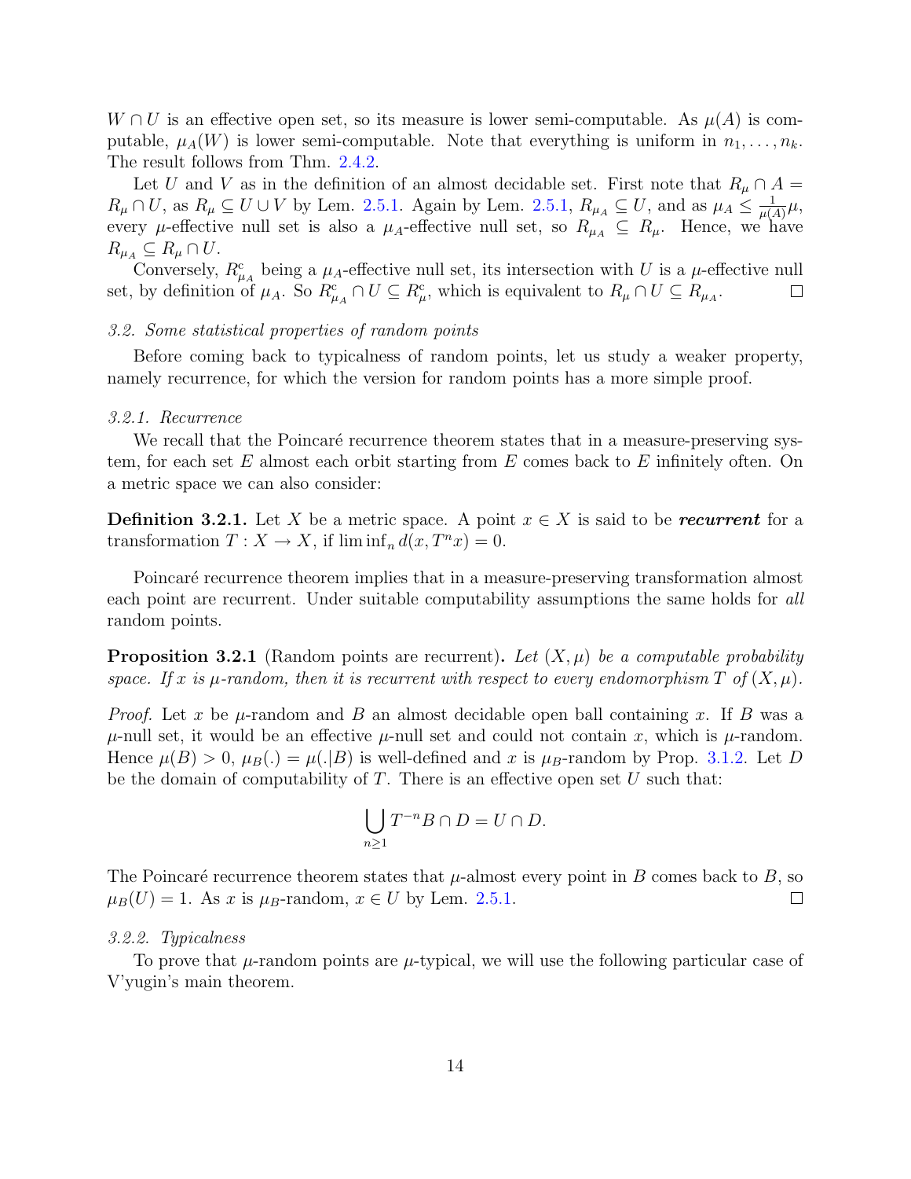$W \cap U$ is an effective open set, so its measure is lower semi-computable. As $\mu(A)$ is computable, $\mu_A(W)$ is lower semi-computable. Note that everything is uniform in $n_1, \dots, n_k$. The result follows from Thm. 2.4.2.

Let $U$ and $V$ as in the definition of an almost decidable set. First note that $R_\mu \cap A = R_\mu \cap U$, as $R_\mu \subseteq U \cup V$ by Lem. 2.5.1. Again by Lem. 2.5.1, $R_{\mu_A} \subseteq U$, and as $\mu_A \leq \frac{1}{\mu(A)}\mu$, every $\mu$-effective null set is also a $\mu_A$-effective null set, so $R_{\mu_A} \subseteq R_\mu$. Hence, we have $R_{\mu_A} \subseteq R_\mu \cap U$.

Conversely, $R^c_{\mu_A}$ being a $\mu_A$-effective null set, its intersection with $U$ is a $\mu$-effective null set, by definition of $\mu_A$. So $R^c_{\mu_A} \cap U \subseteq R^c_\mu$, which is equivalent to $R_\mu \cap U \subseteq R_{\mu_A}$. □

*3.2. Some statistical properties of random points*

Before coming back to typicalness of random points, let us study a weaker property, namely recurrence, for which the version for random points has a more simple proof.

*3.2.1. Recurrence*

We recall that the Poincaré recurrence theorem states that in a measure-preserving system, for each set $E$ almost each orbit starting from $E$ comes back to $E$ infinitely often. On a metric space we can also consider:

**Definition 3.2.1.** Let $X$ be a metric space. A point $x \in X$ is said to be ***recurrent*** for a transformation $T : X \to X$, if $\liminf_n d(x, T^n x) = 0$.

Poincaré recurrence theorem implies that in a measure-preserving transformation almost each point are recurrent. Under suitable computability assumptions the same holds for *all* random points.

**Proposition 3.2.1** (Random points are recurrent)**.** *Let $(X, \mu)$ be a computable probability space. If $x$ is $\mu$-random, then it is recurrent with respect to every endomorphism $T$ of $(X, \mu)$.*

*Proof.* Let $x$ be $\mu$-random and $B$ an almost decidable open ball containing $x$. If $B$ was a $\mu$-null set, it would be an effective $\mu$-null set and could not contain $x$, which is $\mu$-random. Hence $\mu(B) > 0$, $\mu_B(.) = \mu(.|B)$ is well-defined and $x$ is $\mu_B$-random by Prop. 3.1.2. Let $D$ be the domain of computability of $T$. There is an effective open set $U$ such that:

$$\bigcup_{n \geq 1} T^{-n}B \cap D = U \cap D.$$

The Poincaré recurrence theorem states that $\mu$-almost every point in $B$ comes back to $B$, so $\mu_B(U) = 1$. As $x$ is $\mu_B$-random, $x \in U$ by Lem. 2.5.1. □

*3.2.2. Typicalness*

To prove that $\mu$-random points are $\mu$-typical, we will use the following particular case of V'yugin's main theorem.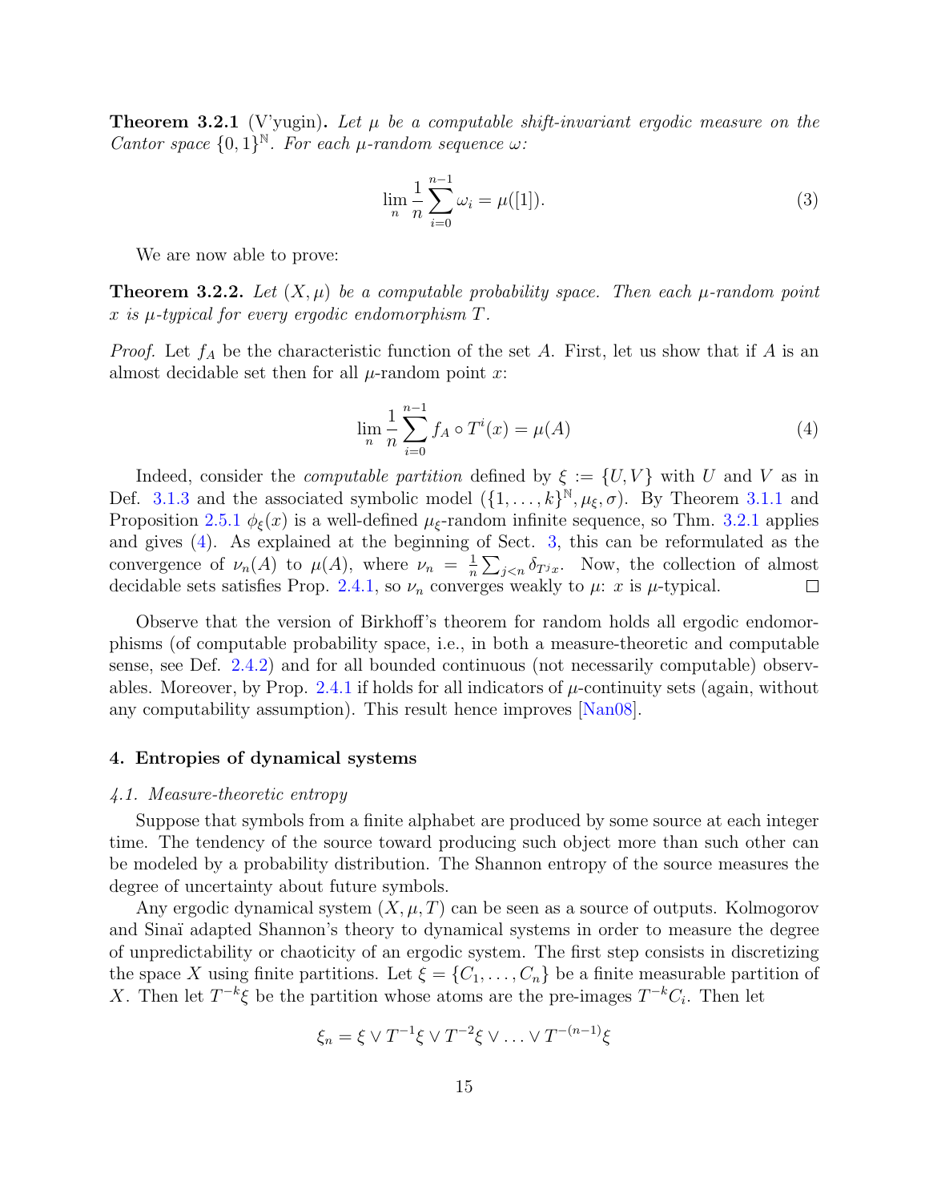**Theorem 3.2.1** (V'yugin)**.** *Let $\mu$ be a computable shift-invariant ergodic measure on the Cantor space $\{0,1\}^{\mathbb{N}}$. For each $\mu$-random sequence $\omega$:*

$$\lim_n \frac{1}{n}\sum_{i=0}^{n-1} \omega_i = \mu([1]). \tag{3}$$

We are now able to prove:

**Theorem 3.2.2.** *Let $(X,\mu)$ be a computable probability space. Then each $\mu$-random point $x$ is $\mu$-typical for every ergodic endomorphism $T$.*

*Proof.* Let $f_A$ be the characteristic function of the set $A$. First, let us show that if $A$ is an almost decidable set then for all $\mu$-random point $x$:

$$\lim_n \frac{1}{n}\sum_{i=0}^{n-1} f_A \circ T^i(x) = \mu(A) \tag{4}$$

Indeed, consider the *computable partition* defined by $\xi := \{U, V\}$ with $U$ and $V$ as in Def. 3.1.3 and the associated symbolic model $(\{1,\ldots,k\}^{\mathbb{N}}, \mu_\xi, \sigma)$. By Theorem 3.1.1 and Proposition 2.5.1 $\phi_\xi(x)$ is a well-defined $\mu_\xi$-random infinite sequence, so Thm. 3.2.1 applies and gives (4). As explained at the beginning of Sect. 3, this can be reformulated as the convergence of $\nu_n(A)$ to $\mu(A)$, where $\nu_n = \frac{1}{n}\sum_{j<n}\delta_{T^j x}$. Now, the collection of almost decidable sets satisfies Prop. 2.4.1, so $\nu_n$ converges weakly to $\mu$: $x$ is $\mu$-typical. $\square$

Observe that the version of Birkhoff's theorem for random holds all ergodic endomorphisms (of computable probability space, i.e., in both a measure-theoretic and computable sense, see Def. 2.4.2) and for all bounded continuous (not necessarily computable) observables. Moreover, by Prop. 2.4.1 if holds for all indicators of $\mu$-continuity sets (again, without any computability assumption). This result hence improves [Nan08].

## 4. Entropies of dynamical systems

### *4.1. Measure-theoretic entropy*

Suppose that symbols from a finite alphabet are produced by some source at each integer time. The tendency of the source toward producing such object more than such other can be modeled by a probability distribution. The Shannon entropy of the source measures the degree of uncertainty about future symbols.

Any ergodic dynamical system $(X,\mu,T)$ can be seen as a source of outputs. Kolmogorov and Sinaï adapted Shannon's theory to dynamical systems in order to measure the degree of unpredictability or chaoticity of an ergodic system. The first step consists in discretizing the space $X$ using finite partitions. Let $\xi = \{C_1,\ldots,C_n\}$ be a finite measurable partition of $X$. Then let $T^{-k}\xi$ be the partition whose atoms are the pre-images $T^{-k}C_i$. Then let

$$\xi_n = \xi \vee T^{-1}\xi \vee T^{-2}\xi \vee \ldots \vee T^{-(n-1)}\xi$$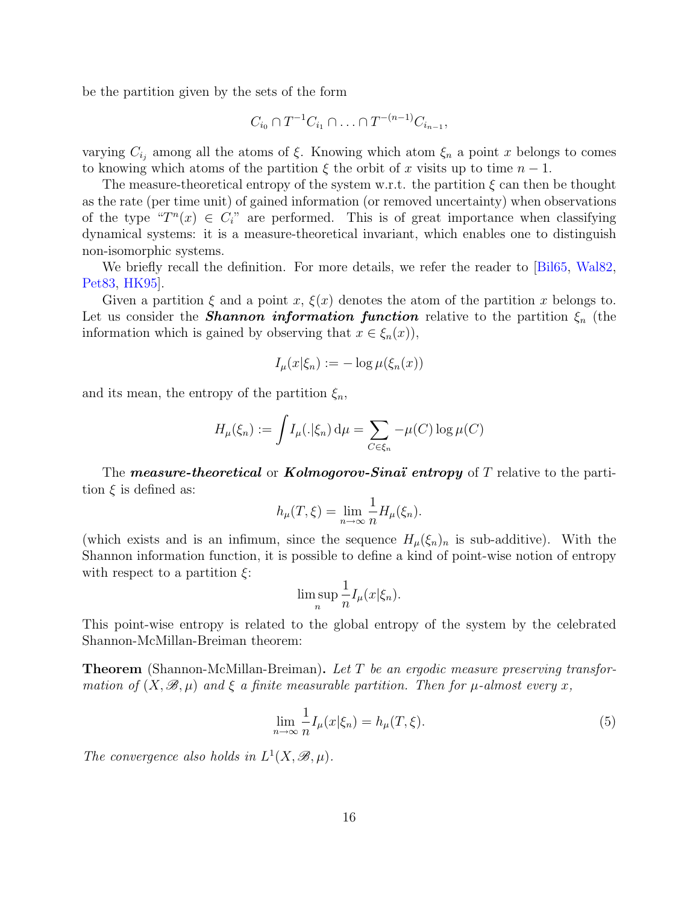be the partition given by the sets of the form

$$C_{i_0} \cap T^{-1}C_{i_1} \cap \ldots \cap T^{-(n-1)}C_{i_{n-1}},$$

varying $C_{i_j}$ among all the atoms of $\xi$. Knowing which atom $\xi_n$ a point $x$ belongs to comes to knowing which atoms of the partition $\xi$ the orbit of $x$ visits up to time $n-1$.

The measure-theoretical entropy of the system w.r.t. the partition $\xi$ can then be thought as the rate (per time unit) of gained information (or removed uncertainty) when observations of the type "$T^n(x) \in C_i$" are performed. This is of great importance when classifying dynamical systems: it is a measure-theoretical invariant, which enables one to distinguish non-isomorphic systems.

We briefly recall the definition. For more details, we refer the reader to [Bil65, Wal82, Pet83, HK95].

Given a partition $\xi$ and a point $x$, $\xi(x)$ denotes the atom of the partition $x$ belongs to. Let us consider the ***Shannon information function*** relative to the partition $\xi_n$ (the information which is gained by observing that $x \in \xi_n(x)$),

$$I_\mu(x|\xi_n) := -\log \mu(\xi_n(x))$$

and its mean, the entropy of the partition $\xi_n$,

$$H_\mu(\xi_n) := \int I_\mu(.|\xi_n)\,\mathrm{d}\mu = \sum_{C \in \xi_n} -\mu(C)\log\mu(C)$$

The ***measure-theoretical*** or ***Kolmogorov-Sinaï entropy*** of $T$ relative to the partition $\xi$ is defined as:

$$h_\mu(T,\xi) = \lim_{n\to\infty} \frac{1}{n} H_\mu(\xi_n).$$

(which exists and is an infimum, since the sequence $H_\mu(\xi_n)_n$ is sub-additive). With the Shannon information function, it is possible to define a kind of point-wise notion of entropy with respect to a partition $\xi$:

$$\limsup_n \frac{1}{n} I_\mu(x|\xi_n).$$

This point-wise entropy is related to the global entropy of the system by the celebrated Shannon-McMillan-Breiman theorem:

**Theorem** (Shannon-McMillan-Breiman)**.** *Let $T$ be an ergodic measure preserving transformation of $(X, \mathscr{B}, \mu)$ and $\xi$ a finite measurable partition. Then for $\mu$-almost every $x$,*

$$\lim_{n\to\infty} \frac{1}{n} I_\mu(x|\xi_n) = h_\mu(T,\xi). \tag{5}$$

*The convergence also holds in $L^1(X, \mathscr{B}, \mu)$.*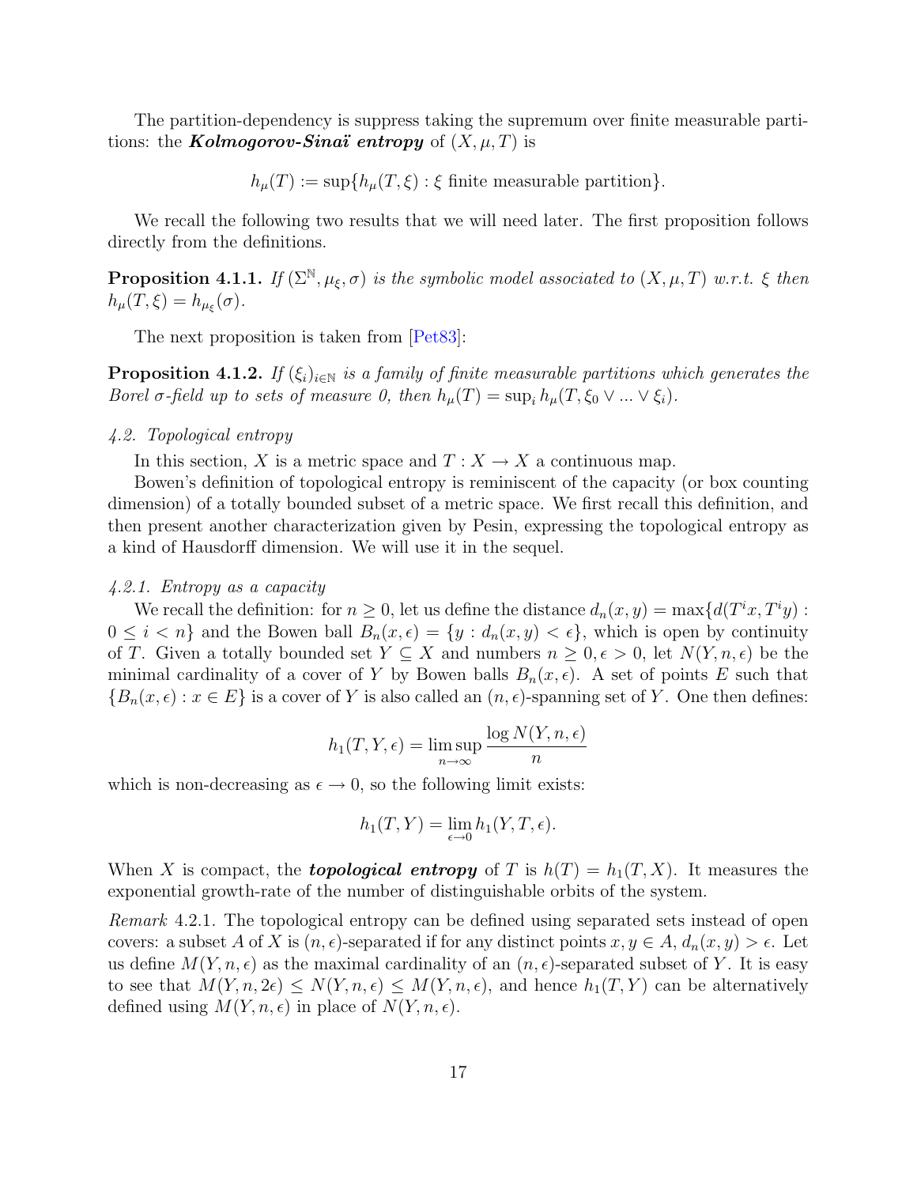The partition-dependency is suppress taking the supremum over finite measurable partitions: the ***Kolmogorov-Sinaï entropy*** of $(X, \mu, T)$ is

$$h_\mu(T) := \sup\{h_\mu(T, \xi) : \xi \text{ finite measurable partition}\}.$$

We recall the following two results that we will need later. The first proposition follows directly from the definitions.

**Proposition 4.1.1.** *If $(\Sigma^{\mathbb{N}}, \mu_\xi, \sigma)$ is the symbolic model associated to $(X, \mu, T)$ w.r.t. $\xi$ then $h_\mu(T, \xi) = h_{\mu_\xi}(\sigma)$.*

The next proposition is taken from [Pet83]:

**Proposition 4.1.2.** *If $(\xi_i)_{i \in \mathbb{N}}$ is a family of finite measurable partitions which generates the Borel $\sigma$-field up to sets of measure 0, then $h_\mu(T) = \sup_i h_\mu(T, \xi_0 \vee ... \vee \xi_i)$.*

### *4.2. Topological entropy*

In this section, $X$ is a metric space and $T : X \to X$ a continuous map.

Bowen's definition of topological entropy is reminiscent of the capacity (or box counting dimension) of a totally bounded subset of a metric space. We first recall this definition, and then present another characterization given by Pesin, expressing the topological entropy as a kind of Hausdorff dimension. We will use it in the sequel.

#### *4.2.1. Entropy as a capacity*

We recall the definition: for $n \geq 0$, let us define the distance $d_n(x, y) = \max\{d(T^i x, T^i y) : 0 \leq i < n\}$ and the Bowen ball $B_n(x, \epsilon) = \{y : d_n(x, y) < \epsilon\}$, which is open by continuity of $T$. Given a totally bounded set $Y \subseteq X$ and numbers $n \geq 0, \epsilon > 0$, let $N(Y, n, \epsilon)$ be the minimal cardinality of a cover of $Y$ by Bowen balls $B_n(x, \epsilon)$. A set of points $E$ such that $\{B_n(x, \epsilon) : x \in E\}$ is a cover of $Y$ is also called an $(n, \epsilon)$-spanning set of $Y$. One then defines:

$$h_1(T, Y, \epsilon) = \limsup_{n \to \infty} \frac{\log N(Y, n, \epsilon)}{n}$$

which is non-decreasing as $\epsilon \to 0$, so the following limit exists:

$$h_1(T, Y) = \lim_{\epsilon \to 0} h_1(Y, T, \epsilon).$$

When $X$ is compact, the ***topological entropy*** of $T$ is $h(T) = h_1(T, X)$. It measures the exponential growth-rate of the number of distinguishable orbits of the system.

*Remark* 4.2.1. The topological entropy can be defined using separated sets instead of open covers: a subset $A$ of $X$ is $(n, \epsilon)$-separated if for any distinct points $x, y \in A$, $d_n(x, y) > \epsilon$. Let us define $M(Y, n, \epsilon)$ as the maximal cardinality of an $(n, \epsilon)$-separated subset of $Y$. It is easy to see that $M(Y, n, 2\epsilon) \leq N(Y, n, \epsilon) \leq M(Y, n, \epsilon)$, and hence $h_1(T, Y)$ can be alternatively defined using $M(Y, n, \epsilon)$ in place of $N(Y, n, \epsilon)$.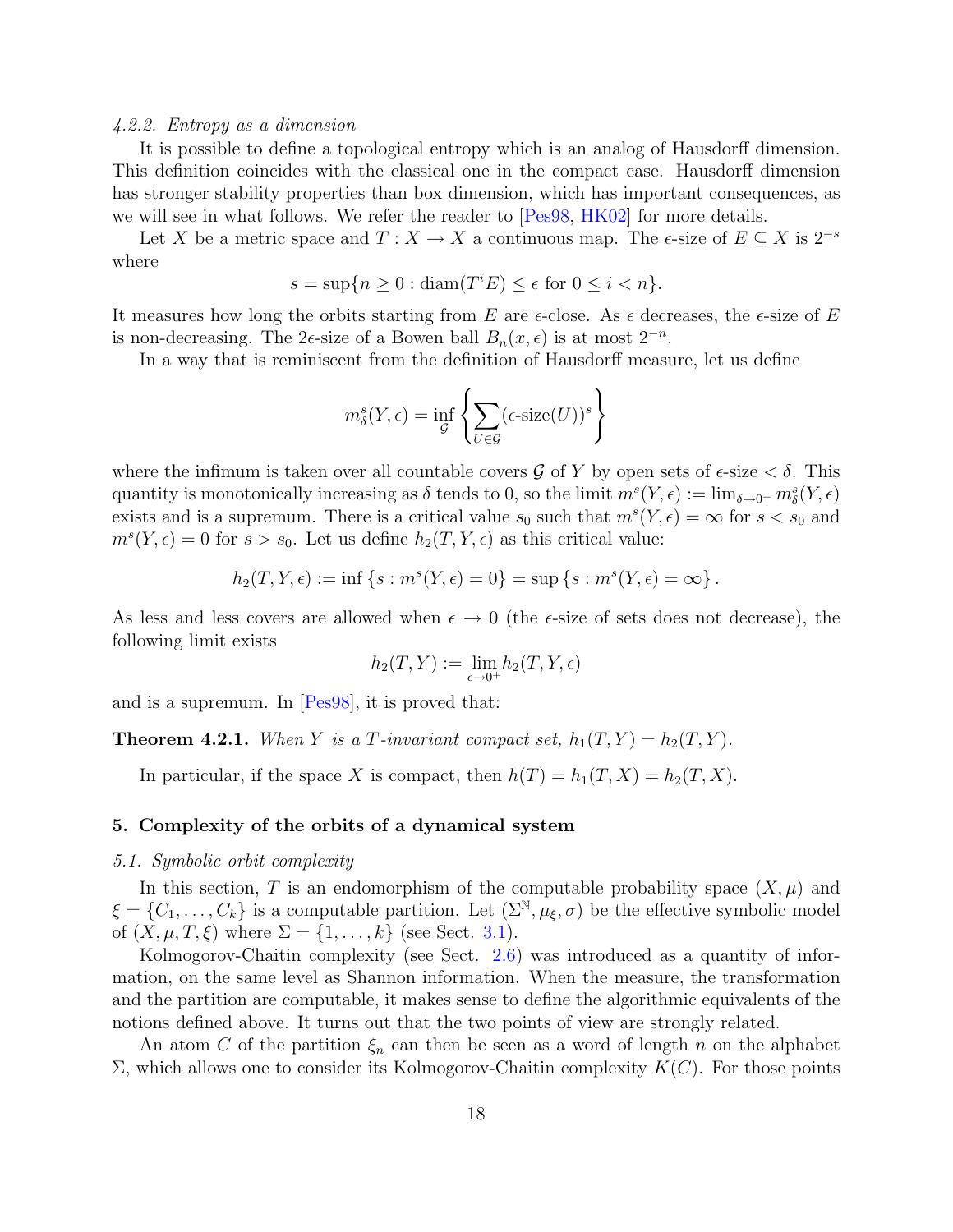#### 4.2.2. *Entropy as a dimension*

It is possible to define a topological entropy which is an analog of Hausdorff dimension. This definition coincides with the classical one in the compact case. Hausdorff dimension has stronger stability properties than box dimension, which has important consequences, as we will see in what follows. We refer the reader to [Pes98, HK02] for more details.

Let $X$ be a metric space and $T : X \to X$ a continuous map. The $\epsilon$-size of $E \subseteq X$ is $2^{-s}$ where

$$s = \sup\{n \geq 0 : \operatorname{diam}(T^i E) \leq \epsilon \text{ for } 0 \leq i < n\}.$$

It measures how long the orbits starting from $E$ are $\epsilon$-close. As $\epsilon$ decreases, the $\epsilon$-size of $E$ is non-decreasing. The $2\epsilon$-size of a Bowen ball $B_n(x, \epsilon)$ is at most $2^{-n}$.

In a way that is reminiscent from the definition of Hausdorff measure, let us define

$$m^s_\delta(Y, \epsilon) = \inf_{\mathcal{G}} \left\{ \sum_{U \in \mathcal{G}} (\epsilon\text{-size}(U))^s \right\}$$

where the infimum is taken over all countable covers $\mathcal{G}$ of $Y$ by open sets of $\epsilon$-size $< \delta$. This quantity is monotonically increasing as $\delta$ tends to 0, so the limit $m^s(Y, \epsilon) := \lim_{\delta \to 0^+} m^s_\delta(Y, \epsilon)$ exists and is a supremum. There is a critical value $s_0$ such that $m^s(Y, \epsilon) = \infty$ for $s < s_0$ and $m^s(Y, \epsilon) = 0$ for $s > s_0$. Let us define $h_2(T, Y, \epsilon)$ as this critical value:

$$h_2(T, Y, \epsilon) := \inf\{s : m^s(Y, \epsilon) = 0\} = \sup\{s : m^s(Y, \epsilon) = \infty\}.$$

As less and less covers are allowed when $\epsilon \to 0$ (the $\epsilon$-size of sets does not decrease), the following limit exists

$$h_2(T, Y) := \lim_{\epsilon \to 0^+} h_2(T, Y, \epsilon)$$

and is a supremum. In [Pes98], it is proved that:

**Theorem 4.2.1.** *When $Y$ is a $T$-invariant compact set, $h_1(T, Y) = h_2(T, Y)$.*

In particular, if the space $X$ is compact, then $h(T) = h_1(T, X) = h_2(T, X)$.

## 5. Complexity of the orbits of a dynamical system

### 5.1. *Symbolic orbit complexity*

In this section, $T$ is an endomorphism of the computable probability space $(X, \mu)$ and $\xi = \{C_1, \ldots, C_k\}$ is a computable partition. Let $(\Sigma^{\mathbb{N}}, \mu_\xi, \sigma)$ be the effective symbolic model of $(X, \mu, T, \xi)$ where $\Sigma = \{1, \ldots, k\}$ (see Sect. 3.1).

Kolmogorov-Chaitin complexity (see Sect. 2.6) was introduced as a quantity of information, on the same level as Shannon information. When the measure, the transformation and the partition are computable, it makes sense to define the algorithmic equivalents of the notions defined above. It turns out that the two points of view are strongly related.

An atom $C$ of the partition $\xi_n$ can then be seen as a word of length $n$ on the alphabet $\Sigma$, which allows one to consider its Kolmogorov-Chaitin complexity $K(C)$. For those points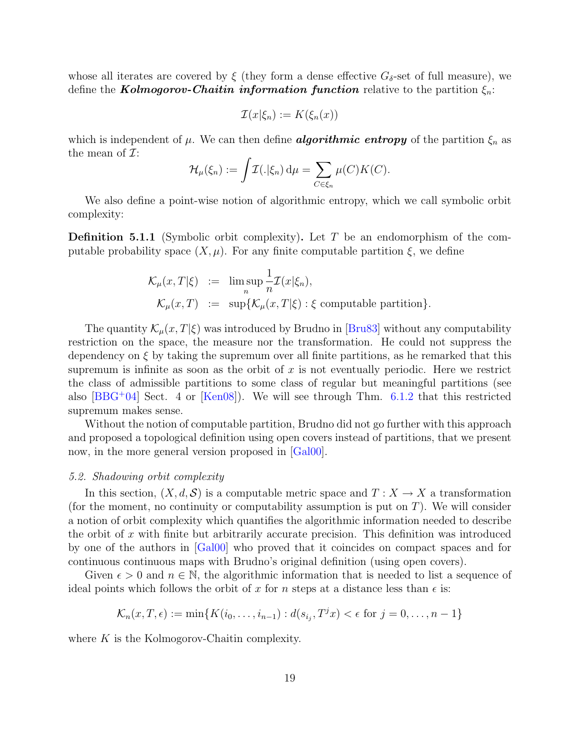whose all iterates are covered by $\xi$ (they form a dense effective $G_\delta$-set of full measure), we define the ***Kolmogorov-Chaitin information function*** relative to the partition $\xi_n$:

$$\mathcal{I}(x|\xi_n) := K(\xi_n(x))$$

which is independent of $\mu$. We can then define ***algorithmic entropy*** of the partition $\xi_n$ as the mean of $\mathcal{I}$:

$$\mathcal{H}_\mu(\xi_n) := \int \mathcal{I}(.|\xi_n)\,\mathrm{d}\mu = \sum_{C \in \xi_n} \mu(C) K(C).$$

We also define a point-wise notion of algorithmic entropy, which we call symbolic orbit complexity:

**Definition 5.1.1** (Symbolic orbit complexity)**.** Let $T$ be an endomorphism of the computable probability space $(X, \mu)$. For any finite computable partition $\xi$, we define

$$\begin{aligned}
\mathcal{K}_\mu(x, T|\xi) &:= \limsup_n \frac{1}{n} \mathcal{I}(x|\xi_n), \\
\mathcal{K}_\mu(x, T) &:= \sup\{\mathcal{K}_\mu(x, T|\xi) : \xi \text{ computable partition}\}.
\end{aligned}$$

The quantity $\mathcal{K}_\mu(x, T|\xi)$ was introduced by Brudno in [Bru83] without any computability restriction on the space, the measure nor the transformation. He could not suppress the dependency on $\xi$ by taking the supremum over all finite partitions, as he remarked that this supremum is infinite as soon as the orbit of $x$ is not eventually periodic. Here we restrict the class of admissible partitions to some class of regular but meaningful partitions (see also [BBG+04] Sect. 4 or [Ken08]). We will see through Thm. 6.1.2 that this restricted supremum makes sense.

Without the notion of computable partition, Brudno did not go further with this approach and proposed a topological definition using open covers instead of partitions, that we present now, in the more general version proposed in [Gal00].

### *5.2. Shadowing orbit complexity*

In this section, $(X, d, \mathcal{S})$ is a computable metric space and $T : X \to X$ a transformation (for the moment, no continuity or computability assumption is put on $T$). We will consider a notion of orbit complexity which quantifies the algorithmic information needed to describe the orbit of $x$ with finite but arbitrarily accurate precision. This definition was introduced by one of the authors in [Gal00] who proved that it coincides on compact spaces and for continuous continuous maps with Brudno's original definition (using open covers).

Given $\epsilon > 0$ and $n \in \mathbb{N}$, the algorithmic information that is needed to list a sequence of ideal points which follows the orbit of $x$ for $n$ steps at a distance less than $\epsilon$ is:

$$\mathcal{K}_n(x, T, \epsilon) := \min\{K(i_0, \ldots, i_{n-1}) : d(s_{i_j}, T^j x) < \epsilon \text{ for } j = 0, \ldots, n-1\}$$

where $K$ is the Kolmogorov-Chaitin complexity.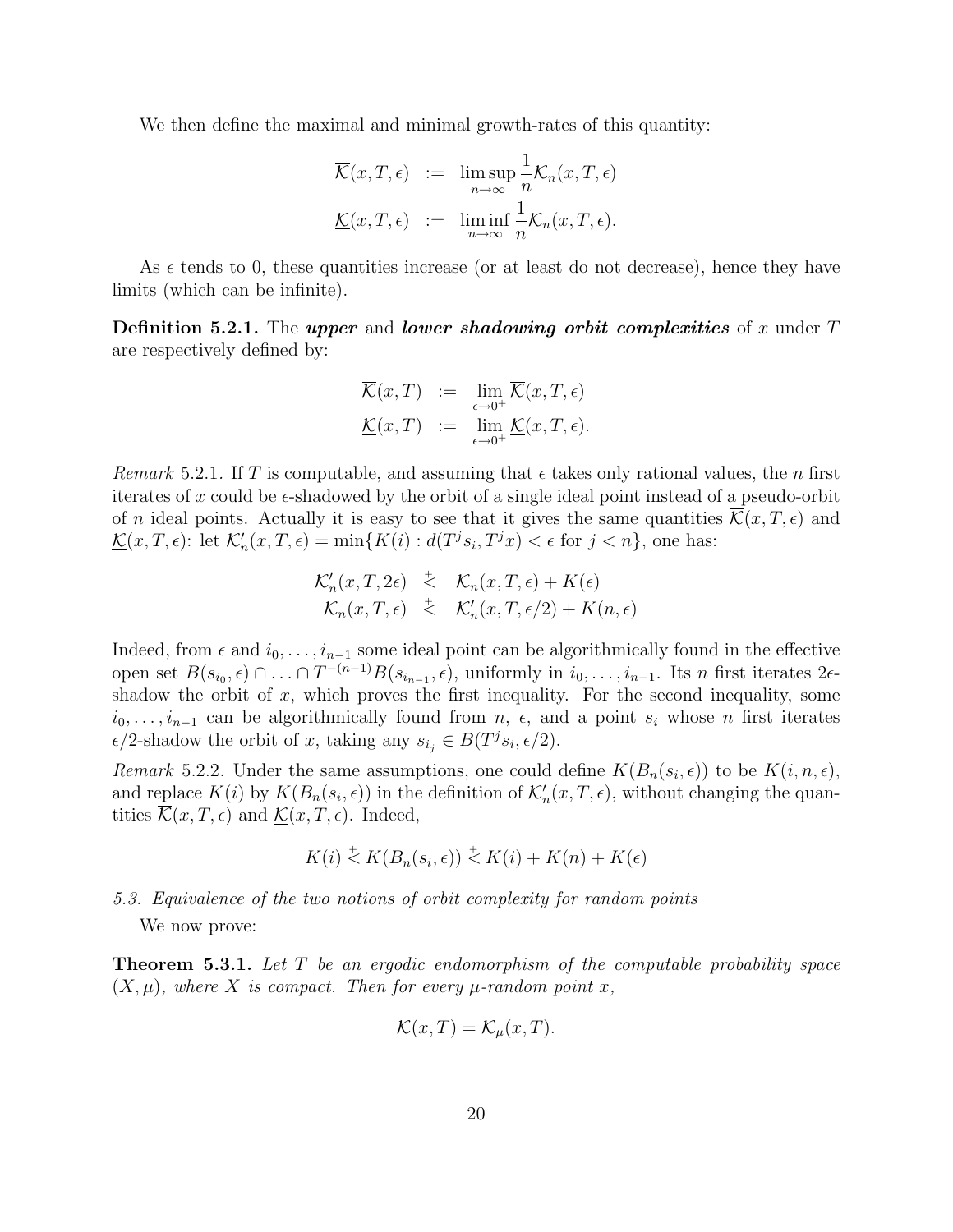We then define the maximal and minimal growth-rates of this quantity:

$$
\begin{aligned}
\overline{\mathcal{K}}(x,T,\epsilon) &:= \limsup_{n\to\infty} \frac{1}{n}\mathcal{K}_n(x,T,\epsilon)\\
\underline{\mathcal{K}}(x,T,\epsilon) &:= \liminf_{n\to\infty} \frac{1}{n}\mathcal{K}_n(x,T,\epsilon).
\end{aligned}
$$

As $\epsilon$ tends to 0, these quantities increase (or at least do not decrease), hence they have limits (which can be infinite).

**Definition 5.2.1.** The ***upper*** and ***lower shadowing orbit complexities*** of $x$ under $T$ are respectively defined by:

$$
\begin{aligned}
\overline{\mathcal{K}}(x,T) &:= \lim_{\epsilon\to 0^+} \overline{\mathcal{K}}(x,T,\epsilon)\\
\underline{\mathcal{K}}(x,T) &:= \lim_{\epsilon\to 0^+} \underline{\mathcal{K}}(x,T,\epsilon).
\end{aligned}
$$

*Remark* 5.2.1. If $T$ is computable, and assuming that $\epsilon$ takes only rational values, the $n$ first iterates of $x$ could be $\epsilon$-shadowed by the orbit of a single ideal point instead of a pseudo-orbit of $n$ ideal points. Actually it is easy to see that it gives the same quantities $\overline{\mathcal{K}}(x,T,\epsilon)$ and $\underline{\mathcal{K}}(x,T,\epsilon)$: let $\mathcal{K}'_n(x,T,\epsilon) = \min\{K(i) : d(T^j s_i, T^j x) < \epsilon \text{ for } j < n\}$, one has:

$$
\begin{aligned}
\mathcal{K}'_n(x,T,2\epsilon) &\overset{+}{<} \mathcal{K}_n(x,T,\epsilon) + K(\epsilon)\\
\mathcal{K}_n(x,T,\epsilon) &\overset{+}{<} \mathcal{K}'_n(x,T,\epsilon/2) + K(n,\epsilon)
\end{aligned}
$$

Indeed, from $\epsilon$ and $i_0,\ldots,i_{n-1}$ some ideal point can be algorithmically found in the effective open set $B(s_{i_0},\epsilon)\cap\ldots\cap T^{-(n-1)}B(s_{i_{n-1}},\epsilon)$, uniformly in $i_0,\ldots,i_{n-1}$. Its $n$ first iterates $2\epsilon$-shadow the orbit of $x$, which proves the first inequality. For the second inequality, some $i_0,\ldots,i_{n-1}$ can be algorithmically found from $n$, $\epsilon$, and a point $s_i$ whose $n$ first iterates $\epsilon/2$-shadow the orbit of $x$, taking any $s_{i_j} \in B(T^j s_i, \epsilon/2)$.

*Remark* 5.2.2. Under the same assumptions, one could define $K(B_n(s_i,\epsilon))$ to be $K(i,n,\epsilon)$, and replace $K(i)$ by $K(B_n(s_i,\epsilon))$ in the definition of $\mathcal{K}'_n(x,T,\epsilon)$, without changing the quantities $\overline{\mathcal{K}}(x,T,\epsilon)$ and $\underline{\mathcal{K}}(x,T,\epsilon)$. Indeed,

$$
K(i) \overset{+}{<} K(B_n(s_i,\epsilon)) \overset{+}{<} K(i) + K(n) + K(\epsilon)
$$

*5.3. Equivalence of the two notions of orbit complexity for random points*

We now prove:

**Theorem 5.3.1.** *Let $T$ be an ergodic endomorphism of the computable probability space $(X,\mu)$, where $X$ is compact. Then for every $\mu$-random point $x$,*

$$
\overline{\mathcal{K}}(x,T) = \mathcal{K}_\mu(x,T).
$$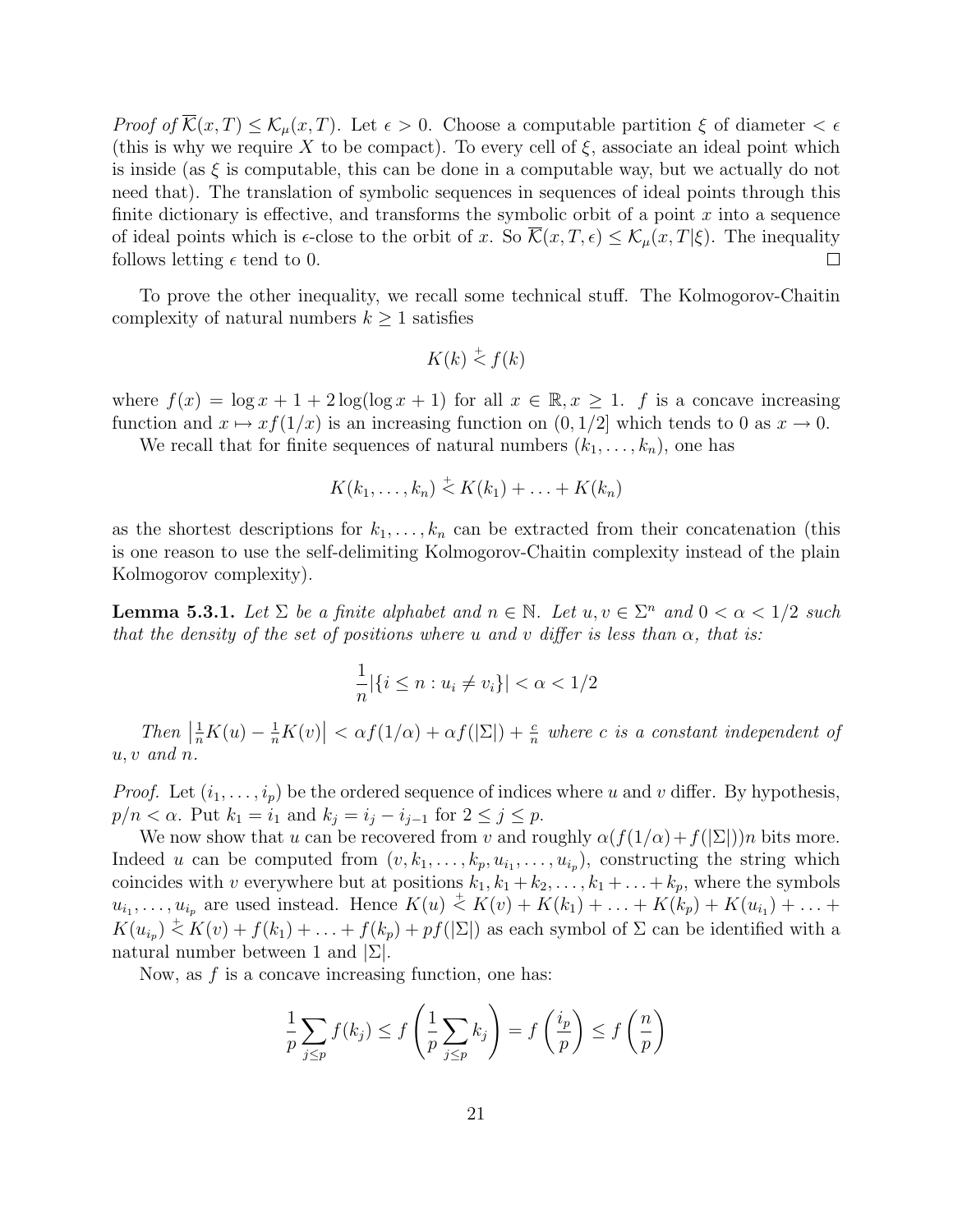*Proof of* $\overline{\mathcal{K}}(x,T) \le \mathcal{K}_\mu(x,T)$. Let $\epsilon > 0$. Choose a computable partition $\xi$ of diameter $< \epsilon$ (this is why we require $X$ to be compact). To every cell of $\xi$, associate an ideal point which is inside (as $\xi$ is computable, this can be done in a computable way, but we actually do not need that). The translation of symbolic sequences in sequences of ideal points through this finite dictionary is effective, and transforms the symbolic orbit of a point $x$ into a sequence of ideal points which is $\epsilon$-close to the orbit of $x$. So $\overline{\mathcal{K}}(x,T,\epsilon) \le \mathcal{K}_\mu(x,T|\xi)$. The inequality follows letting $\epsilon$ tend to 0. □

To prove the other inequality, we recall some technical stuff. The Kolmogorov-Chaitin complexity of natural numbers $k \ge 1$ satisfies

$$K(k) \overset{+}{<} f(k)$$

where $f(x) = \log x + 1 + 2\log(\log x + 1)$ for all $x \in \mathbb{R}, x \ge 1$. $f$ is a concave increasing function and $x \mapsto xf(1/x)$ is an increasing function on $(0, 1/2]$ which tends to 0 as $x \to 0$.

We recall that for finite sequences of natural numbers $(k_1, \dots, k_n)$, one has

$$K(k_1, \dots, k_n) \overset{+}{<} K(k_1) + \dots + K(k_n)$$

as the shortest descriptions for $k_1, \dots, k_n$ can be extracted from their concatenation (this is one reason to use the self-delimiting Kolmogorov-Chaitin complexity instead of the plain Kolmogorov complexity).

**Lemma 5.3.1.** *Let $\Sigma$ be a finite alphabet and $n \in \mathbb{N}$. Let $u, v \in \Sigma^n$ and $0 < \alpha < 1/2$ such that the density of the set of positions where $u$ and $v$ differ is less than $\alpha$, that is:*

$$\frac{1}{n}|\{i \le n : u_i \ne v_i\}| < \alpha < 1/2$$

*Then $\left|\frac{1}{n}K(u) - \frac{1}{n}K(v)\right| < \alpha f(1/\alpha) + \alpha f(|\Sigma|) + \frac{c}{n}$ where $c$ is a constant independent of $u, v$ and $n$.*

*Proof.* Let $(i_1, \dots, i_p)$ be the ordered sequence of indices where $u$ and $v$ differ. By hypothesis, $p/n < \alpha$. Put $k_1 = i_1$ and $k_j = i_j - i_{j-1}$ for $2 \le j \le p$.

We now show that $u$ can be recovered from $v$ and roughly $\alpha(f(1/\alpha) + f(|\Sigma|))n$ bits more. Indeed $u$ can be computed from $(v, k_1, \dots, k_p, u_{i_1}, \dots, u_{i_p})$, constructing the string which coincides with $v$ everywhere but at positions $k_1, k_1 + k_2, \dots, k_1 + \dots + k_p$, where the symbols $u_{i_1}, \dots, u_{i_p}$ are used instead. Hence $K(u) \overset{+}{<} K(v) + K(k_1) + \dots + K(k_p) + K(u_{i_1}) + \dots + K(u_{i_p}) \overset{+}{<} K(v) + f(k_1) + \dots + f(k_p) + pf(|\Sigma|)$ as each symbol of $\Sigma$ can be identified with a natural number between 1 and $|\Sigma|$.

Now, as $f$ is a concave increasing function, one has:

$$\frac{1}{p}\sum_{j \le p} f(k_j) \le f\left(\frac{1}{p}\sum_{j \le p} k_j\right) = f\left(\frac{i_p}{p}\right) \le f\left(\frac{n}{p}\right)$$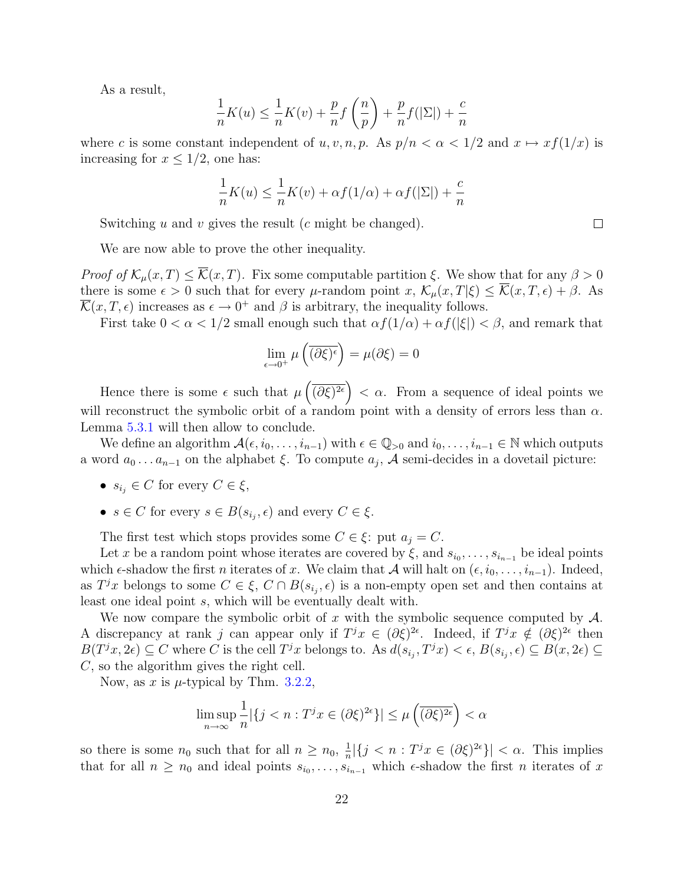As a result,

$$\frac{1}{n}K(u) \leq \frac{1}{n}K(v) + \frac{p}{n}f\left(\frac{n}{p}\right) + \frac{p}{n}f(|\Sigma|) + \frac{c}{n}$$

where $c$ is some constant independent of $u, v, n, p$. As $p/n < \alpha < 1/2$ and $x \mapsto xf(1/x)$ is increasing for $x \leq 1/2$, one has:

$$\frac{1}{n}K(u) \leq \frac{1}{n}K(v) + \alpha f(1/\alpha) + \alpha f(|\Sigma|) + \frac{c}{n}$$

Switching $u$ and $v$ gives the result ($c$ might be changed). □

We are now able to prove the other inequality.

*Proof of $\mathcal{K}_\mu(x,T) \leq \overline{\mathcal{K}}(x,T)$.* Fix some computable partition $\xi$. We show that for any $\beta > 0$ there is some $\epsilon > 0$ such that for every $\mu$-random point $x$, $\mathcal{K}_\mu(x,T|\xi) \leq \overline{\mathcal{K}}(x,T,\epsilon) + \beta$. As $\overline{\mathcal{K}}(x,T,\epsilon)$ increases as $\epsilon \to 0^+$ and $\beta$ is arbitrary, the inequality follows.

First take $0 < \alpha < 1/2$ small enough such that $\alpha f(1/\alpha) + \alpha f(|\xi|) < \beta$, and remark that

$$\lim_{\epsilon \to 0^+} \mu\left(\overline{(\partial\xi)^\epsilon}\right) = \mu(\partial\xi) = 0$$

Hence there is some $\epsilon$ such that $\mu\left(\overline{(\partial\xi)^{2\epsilon}}\right) < \alpha$. From a sequence of ideal points we will reconstruct the symbolic orbit of a random point with a density of errors less than $\alpha$. Lemma 5.3.1 will then allow to conclude.

We define an algorithm $\mathcal{A}(\epsilon, i_0, \ldots, i_{n-1})$ with $\epsilon \in \mathbb{Q}_{>0}$ and $i_0, \ldots, i_{n-1} \in \mathbb{N}$ which outputs a word $a_0 \ldots a_{n-1}$ on the alphabet $\xi$. To compute $a_j$, $\mathcal{A}$ semi-decides in a dovetail picture:

- $s_{i_j} \in C$ for every $C \in \xi$,
- $s \in C$ for every $s \in B(s_{i_j}, \epsilon)$ and every $C \in \xi$.

The first test which stops provides some $C \in \xi$: put $a_j = C$.

Let $x$ be a random point whose iterates are covered by $\xi$, and $s_{i_0}, \ldots, s_{i_{n-1}}$ be ideal points which $\epsilon$-shadow the first $n$ iterates of $x$. We claim that $\mathcal{A}$ will halt on $(\epsilon, i_0, \ldots, i_{n-1})$. Indeed, as $T^j x$ belongs to some $C \in \xi$, $C \cap B(s_{i_j}, \epsilon)$ is a non-empty open set and then contains at least one ideal point $s$, which will be eventually dealt with.

We now compare the symbolic orbit of $x$ with the symbolic sequence computed by $\mathcal{A}$. A discrepancy at rank $j$ can appear only if $T^j x \in (\partial\xi)^{2\epsilon}$. Indeed, if $T^j x \notin (\partial\xi)^{2\epsilon}$ then $B(T^j x, 2\epsilon) \subseteq C$ where $C$ is the cell $T^j x$ belongs to. As $d(s_{i_j}, T^j x) < \epsilon$, $B(s_{i_j}, \epsilon) \subseteq B(x, 2\epsilon) \subseteq C$, so the algorithm gives the right cell.

Now, as $x$ is $\mu$-typical by Thm. 3.2.2,

$$\limsup_{n\to\infty} \frac{1}{n}|\{j < n : T^j x \in (\partial\xi)^{2\epsilon}\}| \leq \mu\left(\overline{(\partial\xi)^{2\epsilon}}\right) < \alpha$$

so there is some $n_0$ such that for all $n \geq n_0$, $\frac{1}{n}|\{j < n : T^j x \in (\partial\xi)^{2\epsilon}\}| < \alpha$. This implies that for all $n \geq n_0$ and ideal points $s_{i_0}, \ldots, s_{i_{n-1}}$ which $\epsilon$-shadow the first $n$ iterates of $x$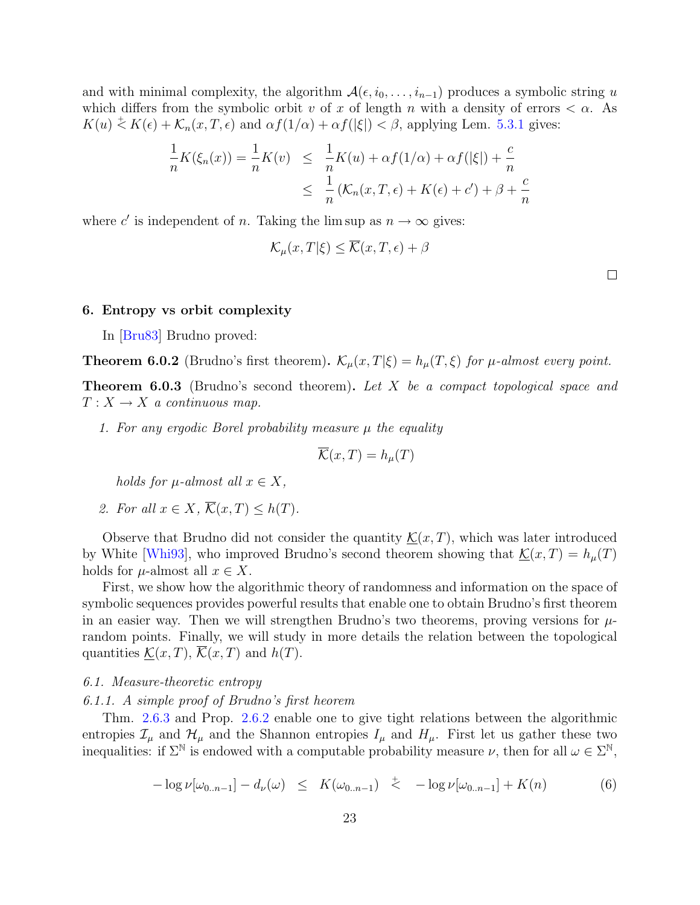and with minimal complexity, the algorithm $\mathcal{A}(\epsilon, i_0, \ldots, i_{n-1})$ produces a symbolic string $u$ which differs from the symbolic orbit $v$ of $x$ of length $n$ with a density of errors $< \alpha$. As $K(u) \stackrel{+}{<} K(\epsilon) + \mathcal{K}_n(x, T, \epsilon)$ and $\alpha f(1/\alpha) + \alpha f(|\xi|) < \beta$, applying Lem. 5.3.1 gives:

$$
\begin{aligned}
\frac{1}{n} K(\xi_n(x)) = \frac{1}{n} K(v) &\leq \frac{1}{n} K(u) + \alpha f(1/\alpha) + \alpha f(|\xi|) + \frac{c}{n} \\
&\leq \frac{1}{n} \left( \mathcal{K}_n(x, T, \epsilon) + K(\epsilon) + c' \right) + \beta + \frac{c}{n}
\end{aligned}
$$

where $c'$ is independent of $n$. Taking the lim sup as $n \to \infty$ gives:

$$
\mathcal{K}_\mu(x, T|\xi) \leq \overline{\mathcal{K}}(x, T, \epsilon) + \beta
$$

□

## 6. Entropy vs orbit complexity

In [Bru83] Brudno proved:

**Theorem 6.0.2** (Brudno's first theorem). *$\mathcal{K}_\mu(x, T|\xi) = h_\mu(T, \xi)$ for $\mu$-almost every point.*

**Theorem 6.0.3** (Brudno's second theorem). *Let $X$ be a compact topological space and $T : X \to X$ a continuous map.*

1. *For any ergodic Borel probability measure $\mu$ the equality*

$$
\overline{\mathcal{K}}(x, T) = h_\mu(T)
$$

   *holds for $\mu$-almost all $x \in X$,*

2. *For all $x \in X$, $\overline{\mathcal{K}}(x, T) \leq h(T)$.*

Observe that Brudno did not consider the quantity $\underline{\mathcal{K}}(x, T)$, which was later introduced by White [Whi93], who improved Brudno's second theorem showing that $\underline{\mathcal{K}}(x, T) = h_\mu(T)$ holds for $\mu$-almost all $x \in X$.

First, we show how the algorithmic theory of randomness and information on the space of symbolic sequences provides powerful results that enable one to obtain Brudno's first theorem in an easier way. Then we will strengthen Brudno's two theorems, proving versions for $\mu$-random points. Finally, we will study in more details the relation between the topological quantities $\underline{\mathcal{K}}(x, T)$, $\overline{\mathcal{K}}(x, T)$ and $h(T)$.

### 6.1. Measure-theoretic entropy

#### 6.1.1. A simple proof of Brudno's first heorem

Thm. 2.6.3 and Prop. 2.6.2 enable one to give tight relations between the algorithmic entropies $\mathcal{I}_\mu$ and $\mathcal{H}_\mu$ and the Shannon entropies $I_\mu$ and $H_\mu$. First let us gather these two inequalities: if $\Sigma^\mathbb{N}$ is endowed with a computable probability measure $\nu$, then for all $\omega \in \Sigma^\mathbb{N}$,

$$
-\log \nu[\omega_{0..n-1}] - d_\nu(\omega) \leq K(\omega_{0..n-1}) \stackrel{+}{<} -\log \nu[\omega_{0..n-1}] + K(n) \tag{6}
$$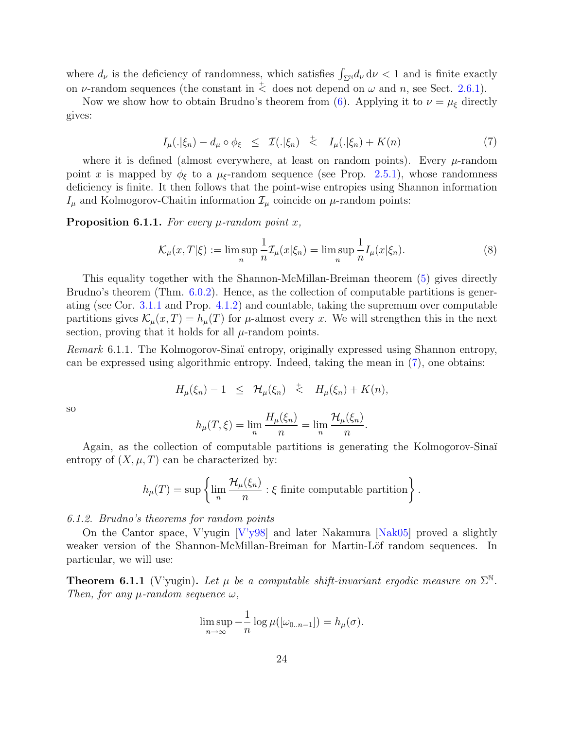where $d_\nu$ is the deficiency of randomness, which satisfies $\int_{\Sigma^{\mathbb{N}}} d_\nu \, d\nu < 1$ and is finite exactly on $\nu$-random sequences (the constant in $\stackrel{+}{<}$ does not depend on $\omega$ and $n$, see Sect. 2.6.1).

Now we show how to obtain Brudno's theorem from (6). Applying it to $\nu = \mu_\xi$ directly gives:

$$I_\mu(.|\xi_n) - d_\mu \circ \phi_\xi \quad \leq \quad \mathcal{I}(.|\xi_n) \quad \stackrel{+}{<} \quad I_\mu(.|\xi_n) + K(n) \tag{7}$$

where it is defined (almost everywhere, at least on random points). Every $\mu$-random point $x$ is mapped by $\phi_\xi$ to a $\mu_\xi$-random sequence (see Prop. 2.5.1), whose randomness deficiency is finite. It then follows that the point-wise entropies using Shannon information $I_\mu$ and Kolmogorov-Chaitin information $\mathcal{I}_\mu$ coincide on $\mu$-random points:

**Proposition 6.1.1.** *For every $\mu$-random point $x$,*

$$\mathcal{K}_\mu(x, T|\xi) := \limsup_n \frac{1}{n}\mathcal{I}_\mu(x|\xi_n) = \limsup_n \frac{1}{n} I_\mu(x|\xi_n). \tag{8}$$

This equality together with the Shannon-McMillan-Breiman theorem (5) gives directly Brudno's theorem (Thm. 6.0.2). Hence, as the collection of computable partitions is generating (see Cor. 3.1.1 and Prop. 4.1.2) and countable, taking the supremum over computable partitions gives $\mathcal{K}_\mu(x, T) = h_\mu(T)$ for $\mu$-almost every $x$. We will strengthen this in the next section, proving that it holds for all $\mu$-random points.

*Remark* 6.1.1. The Kolmogorov-Sinaï entropy, originally expressed using Shannon entropy, can be expressed using algorithmic entropy. Indeed, taking the mean in (7), one obtains:

$$H_\mu(\xi_n) - 1 \quad \leq \quad \mathcal{H}_\mu(\xi_n) \quad \stackrel{+}{<} \quad H_\mu(\xi_n) + K(n),$$

so

$$h_\mu(T, \xi) = \lim_n \frac{H_\mu(\xi_n)}{n} = \lim_n \frac{\mathcal{H}_\mu(\xi_n)}{n}.$$

Again, as the collection of computable partitions is generating the Kolmogorov-Sinaï entropy of $(X, \mu, T)$ can be characterized by:

$$h_\mu(T) = \sup \left\{ \lim_n \frac{\mathcal{H}_\mu(\xi_n)}{n} : \xi \text{ finite computable partition} \right\}.$$

*6.1.2. Brudno's theorems for random points*

On the Cantor space, V'yugin [V'y98] and later Nakamura [Nak05] proved a slightly weaker version of the Shannon-McMillan-Breiman for Martin-Löf random sequences. In particular, we will use:

**Theorem 6.1.1** (V'yugin)**.** *Let $\mu$ be a computable shift-invariant ergodic measure on $\Sigma^{\mathbb{N}}$. Then, for any $\mu$-random sequence $\omega$,*

$$\limsup_{n\to\infty} -\frac{1}{n} \log \mu([\omega_{0..n-1}]) = h_\mu(\sigma).$$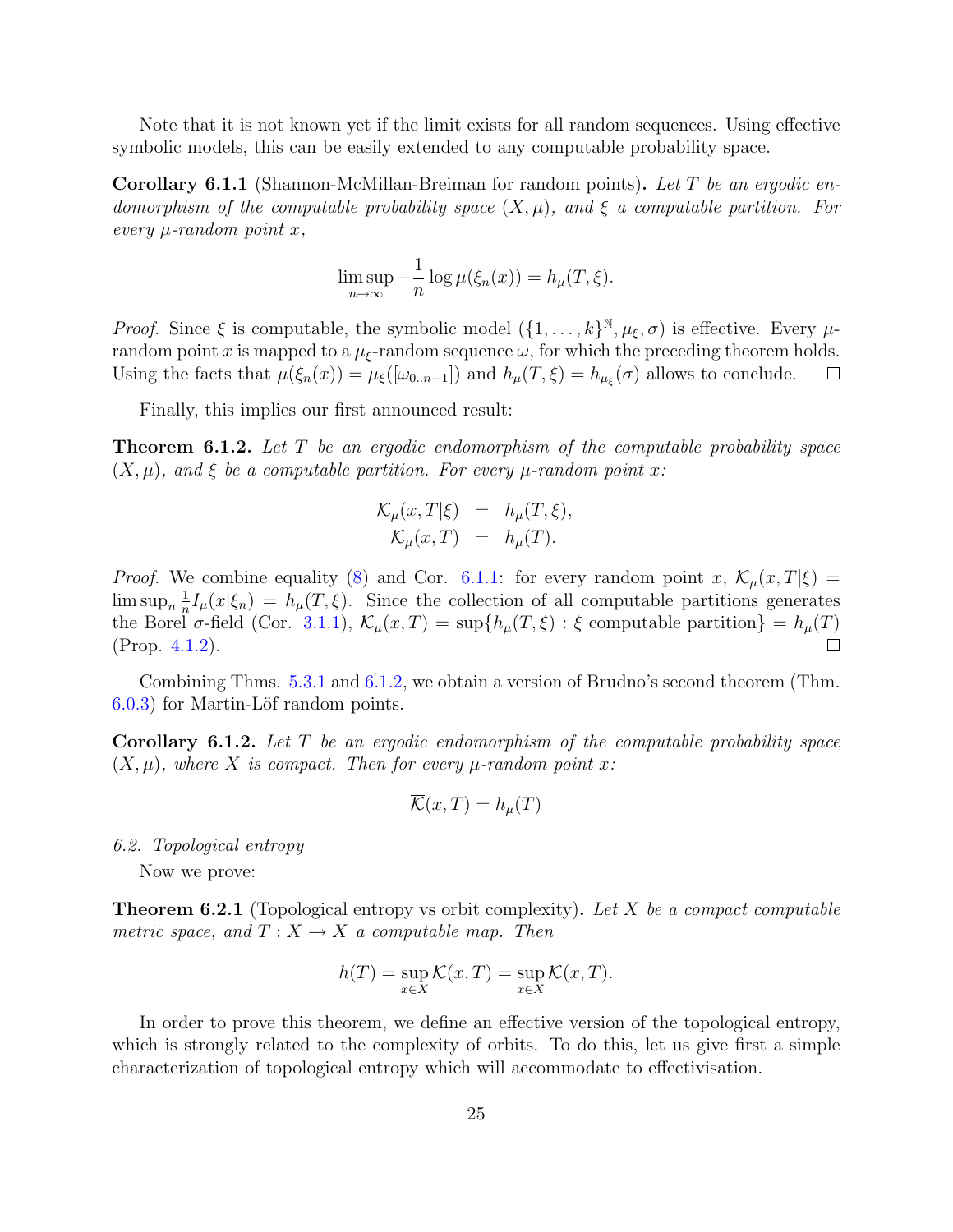Note that it is not known yet if the limit exists for all random sequences. Using effective symbolic models, this can be easily extended to any computable probability space.

**Corollary 6.1.1** (Shannon-McMillan-Breiman for random points)**.** *Let $T$ be an ergodic endomorphism of the computable probability space $(X, \mu)$, and $\xi$ a computable partition. For every $\mu$-random point $x$,*

$$\limsup_{n\to\infty} -\frac{1}{n}\log \mu(\xi_n(x)) = h_\mu(T,\xi).$$

*Proof.* Since $\xi$ is computable, the symbolic model $(\{1,\dots,k\}^{\mathbb{N}}, \mu_\xi, \sigma)$ is effective. Every $\mu$-random point $x$ is mapped to a $\mu_\xi$-random sequence $\omega$, for which the preceding theorem holds. Using the facts that $\mu(\xi_n(x)) = \mu_\xi([\omega_{0..n-1}])$ and $h_\mu(T,\xi) = h_{\mu_\xi}(\sigma)$ allows to conclude. □

Finally, this implies our first announced result:

**Theorem 6.1.2.** *Let $T$ be an ergodic endomorphism of the computable probability space $(X, \mu)$, and $\xi$ be a computable partition. For every $\mu$-random point $x$:*

$$\begin{aligned}
\mathcal{K}_\mu(x,T|\xi) &= h_\mu(T,\xi),\\
\mathcal{K}_\mu(x,T) &= h_\mu(T).
\end{aligned}$$

*Proof.* We combine equality (8) and Cor. 6.1.1: for every random point $x$, $\mathcal{K}_\mu(x,T|\xi) = \limsup_n \frac{1}{n} I_\mu(x|\xi_n) = h_\mu(T,\xi)$. Since the collection of all computable partitions generates the Borel $\sigma$-field (Cor. 3.1.1), $\mathcal{K}_\mu(x,T) = \sup\{h_\mu(T,\xi) : \xi \text{ computable partition}\} = h_\mu(T)$ (Prop. 4.1.2). □

Combining Thms. 5.3.1 and 6.1.2, we obtain a version of Brudno's second theorem (Thm. 6.0.3) for Martin-Löf random points.

**Corollary 6.1.2.** *Let $T$ be an ergodic endomorphism of the computable probability space $(X, \mu)$, where $X$ is compact. Then for every $\mu$-random point $x$:*

$$\overline{\mathcal{K}}(x,T) = h_\mu(T)$$

*6.2. Topological entropy*

Now we prove:

**Theorem 6.2.1** (Topological entropy vs orbit complexity)**.** *Let $X$ be a compact computable metric space, and $T : X \to X$ a computable map. Then*

$$h(T) = \sup_{x\in X} \underline{\mathcal{K}}(x,T) = \sup_{x\in X} \overline{\mathcal{K}}(x,T).$$

In order to prove this theorem, we define an effective version of the topological entropy, which is strongly related to the complexity of orbits. To do this, let us give first a simple characterization of topological entropy which will accommodate to effectivisation.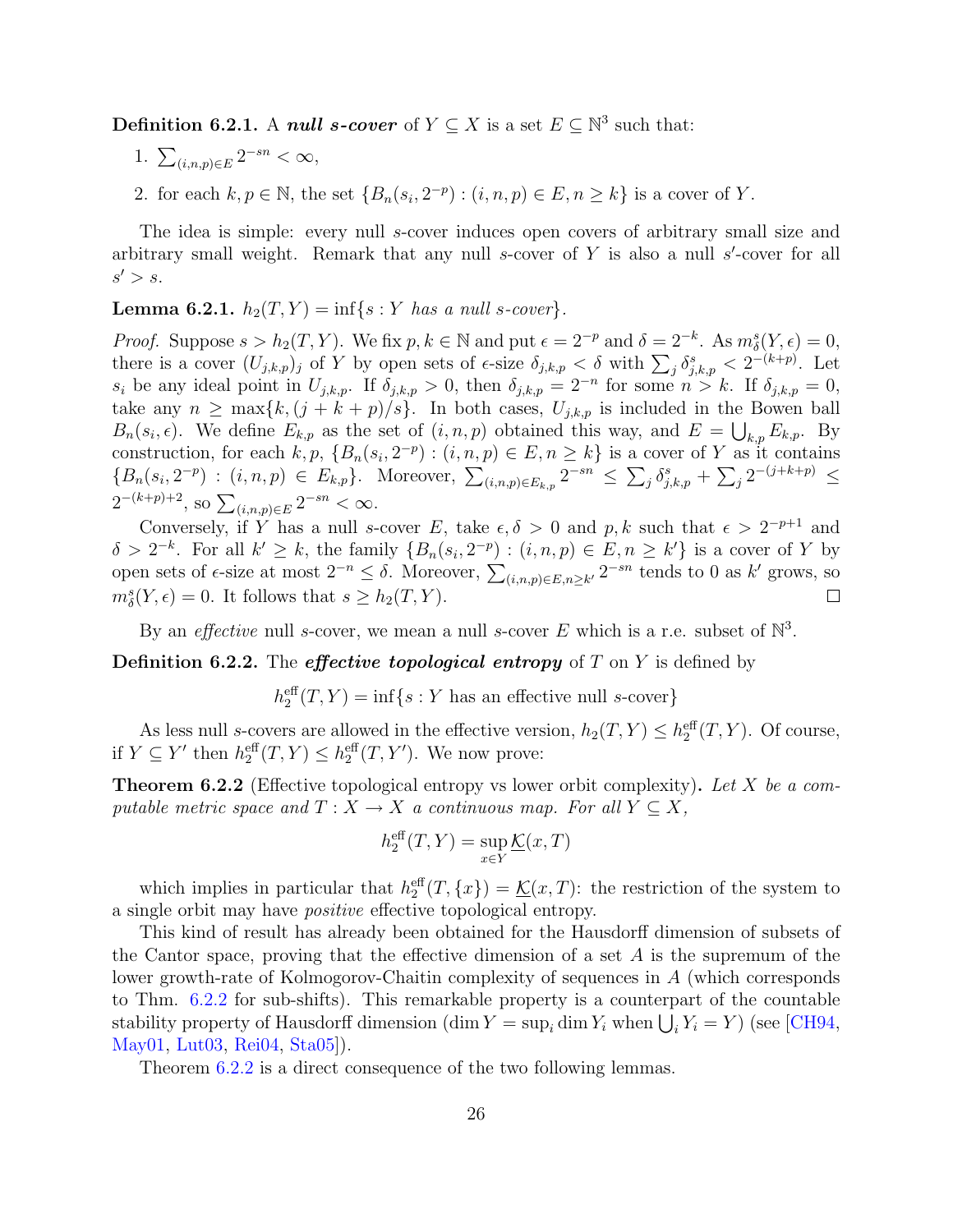**Definition 6.2.1.** A ***null s-cover*** of $Y \subseteq X$ is a set $E \subseteq \mathbb{N}^3$ such that:

1. $\sum_{(i,n,p)\in E} 2^{-sn} < \infty$,
2. for each $k, p \in \mathbb{N}$, the set $\{B_n(s_i, 2^{-p}) : (i,n,p) \in E, n \geq k\}$ is a cover of $Y$.

The idea is simple: every null $s$-cover induces open covers of arbitrary small size and arbitrary small weight. Remark that any null $s$-cover of $Y$ is also a null $s'$-cover for all $s' > s$.

**Lemma 6.2.1.** *$h_2(T,Y) = \inf\{s : Y$ has a null $s$-cover$\}$.*

*Proof.* Suppose $s > h_2(T,Y)$. We fix $p,k \in \mathbb{N}$ and put $\epsilon = 2^{-p}$ and $\delta = 2^{-k}$. As $m^s_\delta(Y,\epsilon) = 0$, there is a cover $(U_{j,k,p})_j$ of $Y$ by open sets of $\epsilon$-size $\delta_{j,k,p} < \delta$ with $\sum_j \delta^s_{j,k,p} < 2^{-(k+p)}$. Let $s_i$ be any ideal point in $U_{j,k,p}$. If $\delta_{j,k,p} > 0$, then $\delta_{j,k,p} = 2^{-n}$ for some $n > k$. If $\delta_{j,k,p} = 0$, take any $n \geq \max\{k, (j+k+p)/s\}$. In both cases, $U_{j,k,p}$ is included in the Bowen ball $B_n(s_i,\epsilon)$. We define $E_{k,p}$ as the set of $(i,n,p)$ obtained this way, and $E = \bigcup_{k,p} E_{k,p}$. By construction, for each $k,p$, $\{B_n(s_i, 2^{-p}) : (i,n,p) \in E, n \geq k\}$ is a cover of $Y$ as it contains $\{B_n(s_i,2^{-p}) : (i,n,p) \in E_{k,p}\}$. Moreover, $\sum_{(i,n,p)\in E_{k,p}} 2^{-sn} \leq \sum_j \delta^s_{j,k,p} + \sum_j 2^{-(j+k+p)} \leq 2^{-(k+p)+2}$, so $\sum_{(i,n,p)\in E} 2^{-sn} < \infty$.

Conversely, if $Y$ has a null $s$-cover $E$, take $\epsilon, \delta > 0$ and $p,k$ such that $\epsilon > 2^{-p+1}$ and $\delta > 2^{-k}$. For all $k' \geq k$, the family $\{B_n(s_i,2^{-p}) : (i,n,p) \in E, n \geq k'\}$ is a cover of $Y$ by open sets of $\epsilon$-size at most $2^{-n} \leq \delta$. Moreover, $\sum_{(i,n,p)\in E, n\geq k'} 2^{-sn}$ tends to 0 as $k'$ grows, so $m^s_\delta(Y,\epsilon) = 0$. It follows that $s \geq h_2(T,Y)$. $\square$

By an *effective* null $s$-cover, we mean a null $s$-cover $E$ which is a r.e. subset of $\mathbb{N}^3$.

**Definition 6.2.2.** The ***effective topological entropy*** of $T$ on $Y$ is defined by

$$h^{\text{eff}}_2(T,Y) = \inf\{s : Y \text{ has an effective null } s\text{-cover}\}$$

As less null $s$-covers are allowed in the effective version, $h_2(T,Y) \leq h^{\text{eff}}_2(T,Y)$. Of course, if $Y \subseteq Y'$ then $h^{\text{eff}}_2(T,Y) \leq h^{\text{eff}}_2(T,Y')$. We now prove:

**Theorem 6.2.2** (Effective topological entropy vs lower orbit complexity)**.** *Let $X$ be a computable metric space and $T : X \to X$ a continuous map. For all $Y \subseteq X$,*

$$h^{\text{eff}}_2(T,Y) = \sup_{x\in Y} \underline{\mathcal{K}}(x,T)$$

which implies in particular that $h^{\text{eff}}_2(T,\{x\}) = \underline{\mathcal{K}}(x,T)$: the restriction of the system to a single orbit may have *positive* effective topological entropy.

This kind of result has already been obtained for the Hausdorff dimension of subsets of the Cantor space, proving that the effective dimension of a set $A$ is the supremum of the lower growth-rate of Kolmogorov-Chaitin complexity of sequences in $A$ (which corresponds to Thm. 6.2.2 for sub-shifts). This remarkable property is a counterpart of the countable stability property of Hausdorff dimension ($\dim Y = \sup_i \dim Y_i$ when $\bigcup_i Y_i = Y$) (see [CH94, May01, Lut03, Rei04, Sta05]).

Theorem 6.2.2 is a direct consequence of the two following lemmas.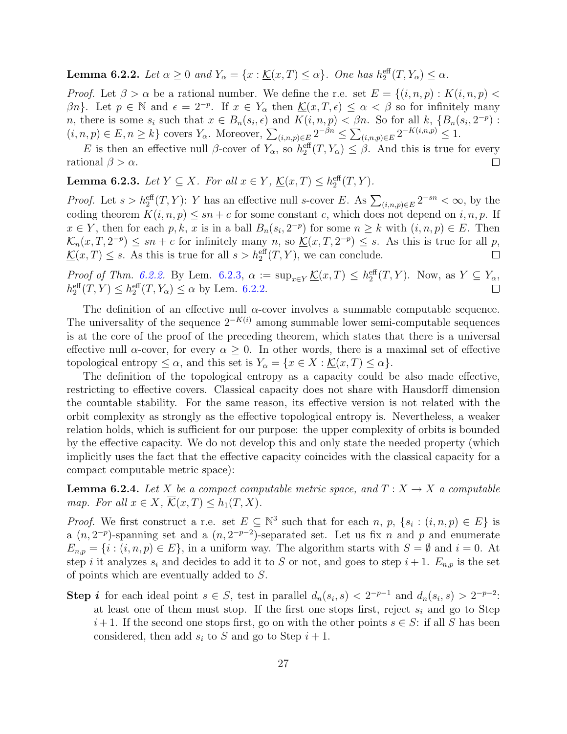**Lemma 6.2.2.** *Let $\alpha \geq 0$ and $Y_\alpha = \{x : \underline{\mathcal{K}}(x,T) \leq \alpha\}$. One has $h_2^{\text{eff}}(T, Y_\alpha) \leq \alpha$.*

*Proof.* Let $\beta > \alpha$ be a rational number. We define the r.e. set $E = \{(i,n,p) : K(i,n,p) < \beta n\}$. Let $p \in \mathbb{N}$ and $\epsilon = 2^{-p}$. If $x \in Y_\alpha$ then $\underline{\mathcal{K}}(x,T,\epsilon) \leq \alpha < \beta$ so for infinitely many $n$, there is some $s_i$ such that $x \in B_n(s_i, \epsilon)$ and $K(i,n,p) < \beta n$. So for all $k$, $\{B_n(s_i, 2^{-p}) : (i,n,p) \in E, n \geq k\}$ covers $Y_\alpha$. Moreover, $\sum_{(i,n,p)\in E} 2^{-\beta n} \leq \sum_{(i,n,p)\in E} 2^{-K(i,n,p)} \leq 1$.

$E$ is then an effective null $\beta$-cover of $Y_\alpha$, so $h_2^{\text{eff}}(T, Y_\alpha) \leq \beta$. And this is true for every rational $\beta > \alpha$. □

**Lemma 6.2.3.** *Let $Y \subseteq X$. For all $x \in Y$, $\underline{\mathcal{K}}(x,T) \leq h_2^{\text{eff}}(T,Y)$.*

*Proof.* Let $s > h_2^{\text{eff}}(T,Y)$: $Y$ has an effective null $s$-cover $E$. As $\sum_{(i,n,p)\in E} 2^{-sn} < \infty$, by the coding theorem $K(i,n,p) \leq sn + c$ for some constant $c$, which does not depend on $i,n,p$. If $x \in Y$, then for each $p,k$, $x$ is in a ball $B_n(s_i, 2^{-p})$ for some $n \geq k$ with $(i,n,p) \in E$. Then $\mathcal{K}_n(x,T,2^{-p}) \leq sn + c$ for infinitely many $n$, so $\underline{\mathcal{K}}(x,T,2^{-p}) \leq s$. As this is true for all $p$, $\underline{\mathcal{K}}(x,T) \leq s$. As this is true for all $s > h_2^{\text{eff}}(T,Y)$, we can conclude. □

*Proof of Thm. 6.2.2.* By Lem. 6.2.3, $\alpha := \sup_{x\in Y} \underline{\mathcal{K}}(x,T) \leq h_2^{\text{eff}}(T,Y)$. Now, as $Y \subseteq Y_\alpha$, $h_2^{\text{eff}}(T,Y) \leq h_2^{\text{eff}}(T,Y_\alpha) \leq \alpha$ by Lem. 6.2.2. □

The definition of an effective null $\alpha$-cover involves a summable computable sequence. The universality of the sequence $2^{-K(i)}$ among summable lower semi-computable sequences is at the core of the proof of the preceding theorem, which states that there is a universal effective null $\alpha$-cover, for every $\alpha \geq 0$. In other words, there is a maximal set of effective topological entropy $\leq \alpha$, and this set is $Y_\alpha = \{x \in X : \underline{\mathcal{K}}(x,T) \leq \alpha\}$.

The definition of the topological entropy as a capacity could be also made effective, restricting to effective covers. Classical capacity does not share with Hausdorff dimension the countable stability. For the same reason, its effective version is not related with the orbit complexity as strongly as the effective topological entropy is. Nevertheless, a weaker relation holds, which is sufficient for our purpose: the upper complexity of orbits is bounded by the effective capacity. We do not develop this and only state the needed property (which implicitly uses the fact that the effective capacity coincides with the classical capacity for a compact computable metric space):

**Lemma 6.2.4.** *Let $X$ be a compact computable metric space, and $T : X \to X$ a computable map. For all $x \in X$, $\overline{\mathcal{K}}(x,T) \leq h_1(T,X)$.*

*Proof.* We first construct a r.e. set $E \subseteq \mathbb{N}^3$ such that for each $n$, $p$, $\{s_i : (i,n,p) \in E\}$ is a $(n, 2^{-p})$-spanning set and a $(n, 2^{-p-2})$-separated set. Let us fix $n$ and $p$ and enumerate $E_{n,p} = \{i : (i,n,p) \in E\}$, in a uniform way. The algorithm starts with $S = \emptyset$ and $i = 0$. At step $i$ it analyzes $s_i$ and decides to add it to $S$ or not, and goes to step $i+1$. $E_{n,p}$ is the set of points which are eventually added to $S$.

**Step *i*** for each ideal point $s \in S$, test in parallel $d_n(s_i, s) < 2^{-p-1}$ and $d_n(s_i, s) > 2^{-p-2}$: at least one of them must stop. If the first one stops first, reject $s_i$ and go to Step $i+1$. If the second one stops first, go on with the other points $s \in S$: if all $S$ has been considered, then add $s_i$ to $S$ and go to Step $i+1$.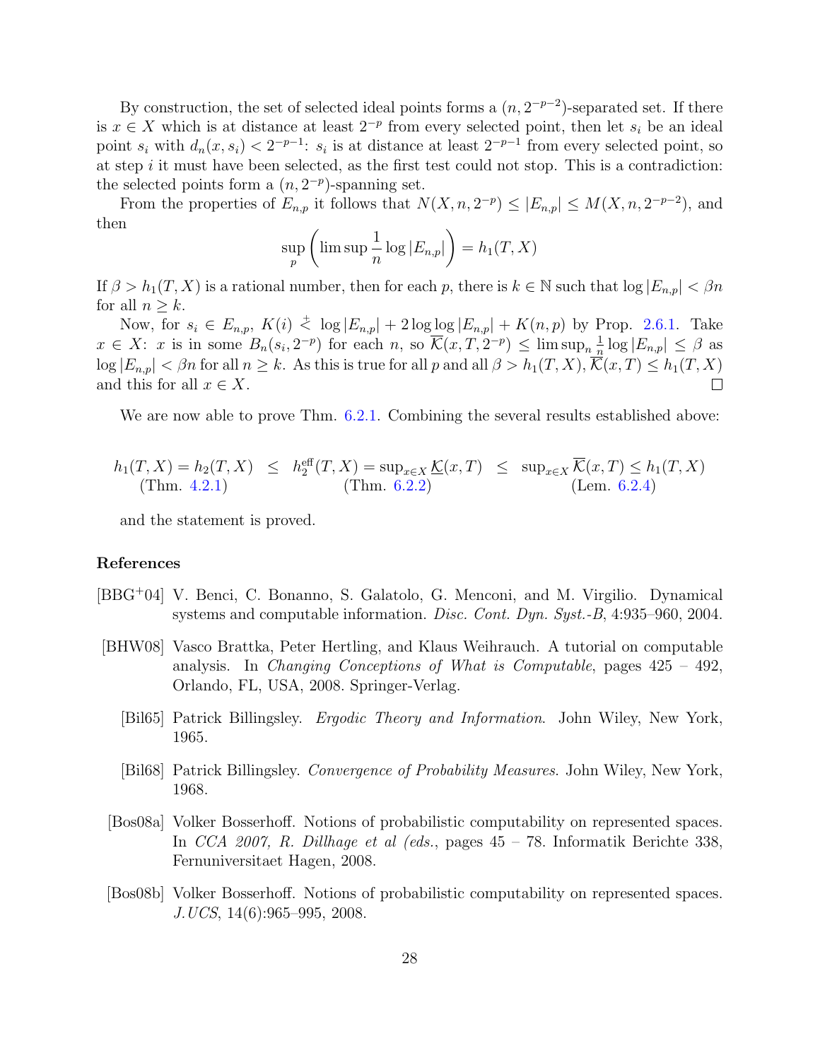By construction, the set of selected ideal points forms a $(n, 2^{-p-2})$-separated set. If there is $x \in X$ which is at distance at least $2^{-p}$ from every selected point, then let $s_i$ be an ideal point $s_i$ with $d_n(x, s_i) < 2^{-p-1}$: $s_i$ is at distance at least $2^{-p-1}$ from every selected point, so at step $i$ it must have been selected, as the first test could not stop. This is a contradiction: the selected points form a $(n, 2^{-p})$-spanning set.

From the properties of $E_{n,p}$ it follows that $N(X, n, 2^{-p}) \leq |E_{n,p}| \leq M(X, n, 2^{-p-2})$, and then

$$\sup_p \left( \limsup \frac{1}{n} \log |E_{n,p}| \right) = h_1(T, X)$$

If $\beta > h_1(T, X)$ is a rational number, then for each $p$, there is $k \in \mathbb{N}$ such that $\log |E_{n,p}| < \beta n$ for all $n \geq k$.

Now, for $s_i \in E_{n,p}$, $K(i) \stackrel{+}{<} \log |E_{n,p}| + 2 \log \log |E_{n,p}| + K(n, p)$ by Prop. 2.6.1. Take $x \in X$: $x$ is in some $B_n(s_i, 2^{-p})$ for each $n$, so $\overline{\mathcal{K}}(x, T, 2^{-p}) \leq \limsup_n \frac{1}{n} \log |E_{n,p}| \leq \beta$ as $\log |E_{n,p}| < \beta n$ for all $n \geq k$. As this is true for all $p$ and all $\beta > h_1(T, X)$, $\overline{\mathcal{K}}(x, T) \leq h_1(T, X)$ and this for all $x \in X$. $\square$

We are now able to prove Thm. 6.2.1. Combining the several results established above:

$$\underset{\text{(Thm. 4.2.1)}}{h_1(T, X) = h_2(T, X)} \leq \underset{\text{(Thm. 6.2.2)}}{h_2^{\text{eff}}(T, X) = \sup_{x \in X} \underline{\mathcal{K}}(x, T)} \leq \underset{\text{(Lem. 6.2.4)}}{\sup_{x \in X} \overline{\mathcal{K}}(x, T) \leq h_1(T, X)}$$

and the statement is proved.

## References

[BBG+04] V. Benci, C. Bonanno, S. Galatolo, G. Menconi, and M. Virgilio. Dynamical systems and computable information. *Disc. Cont. Dyn. Syst.-B*, 4:935–960, 2004.

[BHW08] Vasco Brattka, Peter Hertling, and Klaus Weihrauch. A tutorial on computable analysis. In *Changing Conceptions of What is Computable*, pages 425 – 492, Orlando, FL, USA, 2008. Springer-Verlag.

[Bil65] Patrick Billingsley. *Ergodic Theory and Information*. John Wiley, New York, 1965.

[Bil68] Patrick Billingsley. *Convergence of Probability Measures*. John Wiley, New York, 1968.

[Bos08a] Volker Bosserhoff. Notions of probabilistic computability on represented spaces. In *CCA 2007, R. Dillhage et al (eds.*, pages 45 – 78. Informatik Berichte 338, Fernuniversitaet Hagen, 2008.

[Bos08b] Volker Bosserhoff. Notions of probabilistic computability on represented spaces. *J.UCS*, 14(6):965–995, 2008.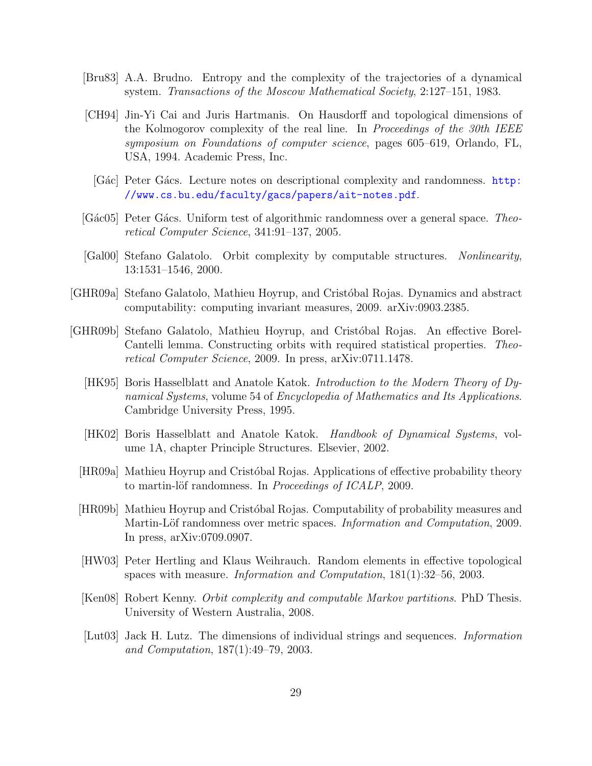[Bru83] A.A. Brudno. Entropy and the complexity of the trajectories of a dynamical system. *Transactions of the Moscow Mathematical Society*, 2:127–151, 1983.

[CH94] Jin-Yi Cai and Juris Hartmanis. On Hausdorff and topological dimensions of the Kolmogorov complexity of the real line. In *Proceedings of the 30th IEEE symposium on Foundations of computer science*, pages 605–619, Orlando, FL, USA, 1994. Academic Press, Inc.

[Gác] Peter Gács. Lecture notes on descriptional complexity and randomness. http://www.cs.bu.edu/faculty/gacs/papers/ait-notes.pdf.

[Gác05] Peter Gács. Uniform test of algorithmic randomness over a general space. *Theoretical Computer Science*, 341:91–137, 2005.

[Gal00] Stefano Galatolo. Orbit complexity by computable structures. *Nonlinearity*, 13:1531–1546, 2000.

[GHR09a] Stefano Galatolo, Mathieu Hoyrup, and Cristóbal Rojas. Dynamics and abstract computability: computing invariant measures, 2009. arXiv:0903.2385.

[GHR09b] Stefano Galatolo, Mathieu Hoyrup, and Cristóbal Rojas. An effective Borel-Cantelli lemma. Constructing orbits with required statistical properties. *Theoretical Computer Science*, 2009. In press, arXiv:0711.1478.

[HK95] Boris Hasselblatt and Anatole Katok. *Introduction to the Modern Theory of Dynamical Systems*, volume 54 of *Encyclopedia of Mathematics and Its Applications*. Cambridge University Press, 1995.

[HK02] Boris Hasselblatt and Anatole Katok. *Handbook of Dynamical Systems*, volume 1A, chapter Principle Structures. Elsevier, 2002.

[HR09a] Mathieu Hoyrup and Cristóbal Rojas. Applications of effective probability theory to martin-löf randomness. In *Proceedings of ICALP*, 2009.

[HR09b] Mathieu Hoyrup and Cristóbal Rojas. Computability of probability measures and Martin-Löf randomness over metric spaces. *Information and Computation*, 2009. In press, arXiv:0709.0907.

[HW03] Peter Hertling and Klaus Weihrauch. Random elements in effective topological spaces with measure. *Information and Computation*, 181(1):32–56, 2003.

[Ken08] Robert Kenny. *Orbit complexity and computable Markov partitions*. PhD Thesis. University of Western Australia, 2008.

[Lut03] Jack H. Lutz. The dimensions of individual strings and sequences. *Information and Computation*, 187(1):49–79, 2003.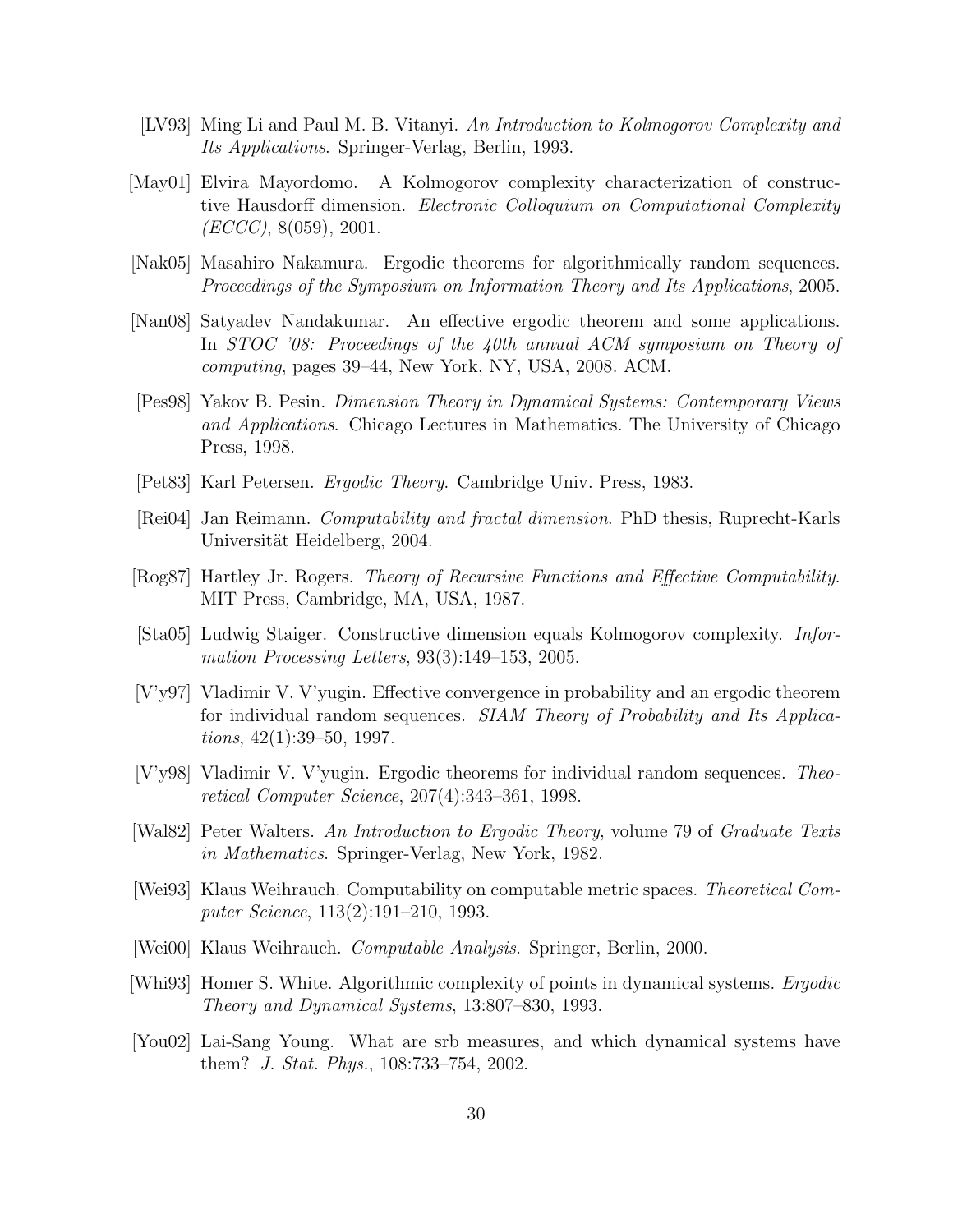[LV93] Ming Li and Paul M. B. Vitanyi. *An Introduction to Kolmogorov Complexity and Its Applications*. Springer-Verlag, Berlin, 1993.

[May01] Elvira Mayordomo. A Kolmogorov complexity characterization of constructive Hausdorff dimension. *Electronic Colloquium on Computational Complexity (ECCC)*, 8(059), 2001.

[Nak05] Masahiro Nakamura. Ergodic theorems for algorithmically random sequences. *Proceedings of the Symposium on Information Theory and Its Applications*, 2005.

[Nan08] Satyadev Nandakumar. An effective ergodic theorem and some applications. In *STOC '08: Proceedings of the 40th annual ACM symposium on Theory of computing*, pages 39–44, New York, NY, USA, 2008. ACM.

[Pes98] Yakov B. Pesin. *Dimension Theory in Dynamical Systems: Contemporary Views and Applications*. Chicago Lectures in Mathematics. The University of Chicago Press, 1998.

[Pet83] Karl Petersen. *Ergodic Theory*. Cambridge Univ. Press, 1983.

[Rei04] Jan Reimann. *Computability and fractal dimension*. PhD thesis, Ruprecht-Karls Universität Heidelberg, 2004.

[Rog87] Hartley Jr. Rogers. *Theory of Recursive Functions and Effective Computability*. MIT Press, Cambridge, MA, USA, 1987.

[Sta05] Ludwig Staiger. Constructive dimension equals Kolmogorov complexity. *Information Processing Letters*, 93(3):149–153, 2005.

[V'y97] Vladimir V. V'yugin. Effective convergence in probability and an ergodic theorem for individual random sequences. *SIAM Theory of Probability and Its Applications*, 42(1):39–50, 1997.

[V'y98] Vladimir V. V'yugin. Ergodic theorems for individual random sequences. *Theoretical Computer Science*, 207(4):343–361, 1998.

[Wal82] Peter Walters. *An Introduction to Ergodic Theory*, volume 79 of *Graduate Texts in Mathematics*. Springer-Verlag, New York, 1982.

[Wei93] Klaus Weihrauch. Computability on computable metric spaces. *Theoretical Computer Science*, 113(2):191–210, 1993.

[Wei00] Klaus Weihrauch. *Computable Analysis*. Springer, Berlin, 2000.

[Whi93] Homer S. White. Algorithmic complexity of points in dynamical systems. *Ergodic Theory and Dynamical Systems*, 13:807–830, 1993.

[You02] Lai-Sang Young. What are srb measures, and which dynamical systems have them? *J. Stat. Phys.*, 108:733–754, 2002.